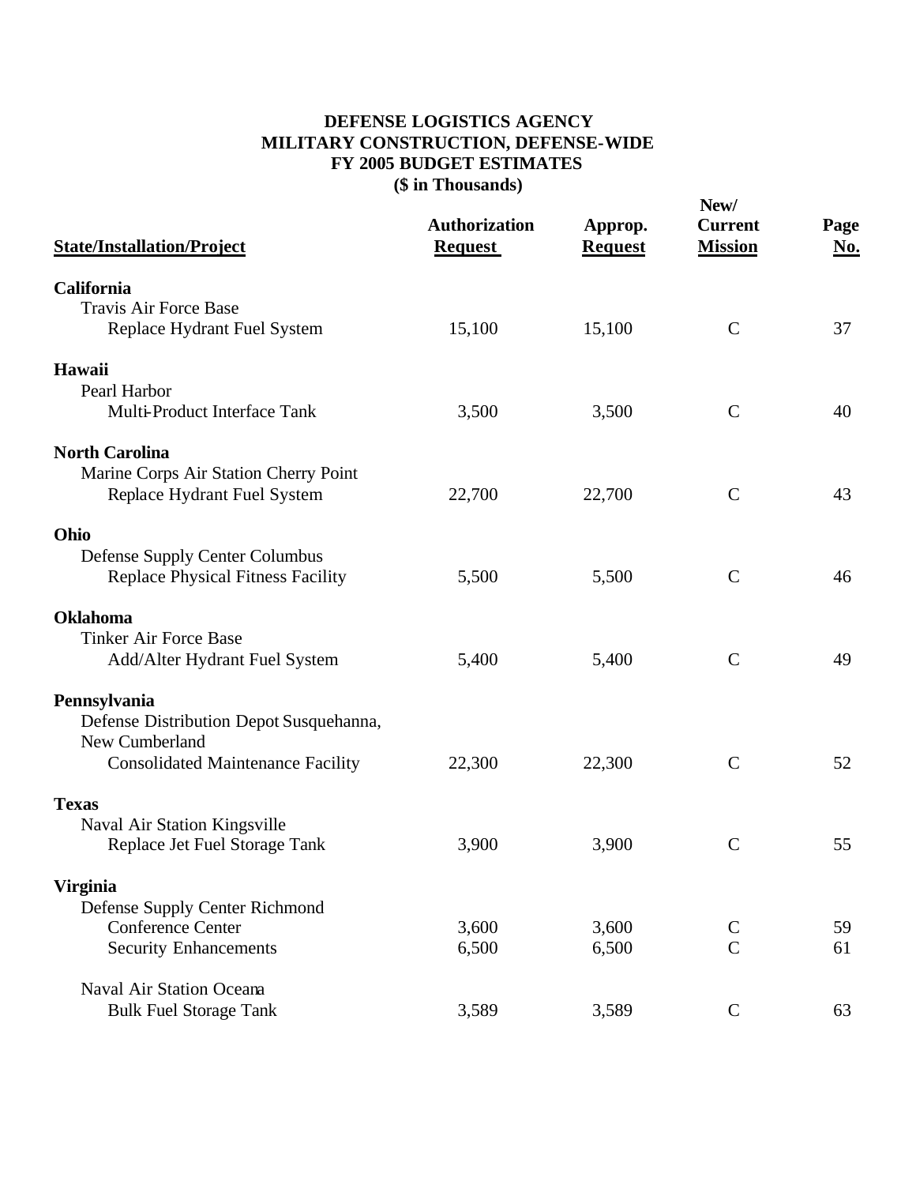# DEFENSE LOGISTICS AGENCY
# MILITARY CONSTRUCTION, DEFENSE-WIDE
# FY 2005 BUDGET ESTIMATES
## ($ in Thousands)

| State/Installation/Project | Authorization Request | Approp. Request | New/ Current Mission | Page No. |
|---|---|---|---|---|
| **California** | | | | |
| Travis Air Force Base | | | | |
| Replace Hydrant Fuel System | 15,100 | 15,100 | C | 37 |
| **Hawaii** | | | | |
| Pearl Harbor | | | | |
| Multi-Product Interface Tank | 3,500 | 3,500 | C | 40 |
| **North Carolina** | | | | |
| Marine Corps Air Station Cherry Point | | | | |
| Replace Hydrant Fuel System | 22,700 | 22,700 | C | 43 |
| **Ohio** | | | | |
| Defense Supply Center Columbus | | | | |
| Replace Physical Fitness Facility | 5,500 | 5,500 | C | 46 |
| **Oklahoma** | | | | |
| Tinker Air Force Base | | | | |
| Add/Alter Hydrant Fuel System | 5,400 | 5,400 | C | 49 |
| **Pennsylvania** | | | | |
| Defense Distribution Depot Susquehanna, New Cumberland | | | | |
| Consolidated Maintenance Facility | 22,300 | 22,300 | C | 52 |
| **Texas** | | | | |
| Naval Air Station Kingsville | | | | |
| Replace Jet Fuel Storage Tank | 3,900 | 3,900 | C | 55 |
| **Virginia** | | | | |
| Defense Supply Center Richmond | | | | |
| Conference Center | 3,600 | 3,600 | C | 59 |
| Security Enhancements | 6,500 | 6,500 | C | 61 |
| Naval Air Station Oceana | | | | |
| Bulk Fuel Storage Tank | 3,589 | 3,589 | C | 63 |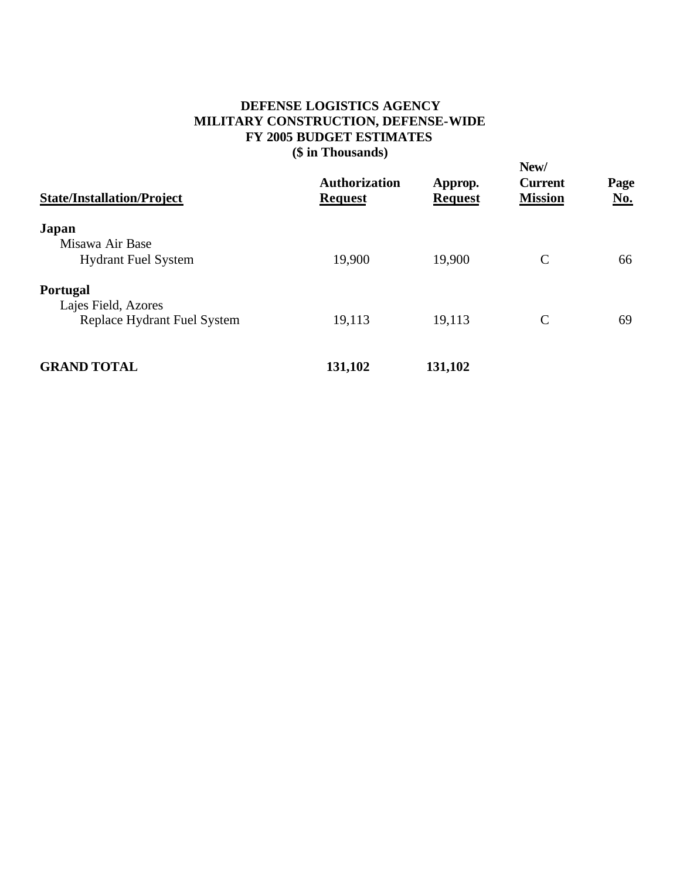**DEFENSE LOGISTICS AGENCY**
**MILITARY CONSTRUCTION, DEFENSE-WIDE**
**FY 2005 BUDGET ESTIMATES**
**($ in Thousands)**

| State/Installation/Project | Authorization Request | Approp. Request | New/ Current Mission | Page No. |
|---|---|---|---|---|
| **Japan** | | | | |
| Misawa Air Base | | | | |
| Hydrant Fuel System | 19,900 | 19,900 | C | 66 |
| **Portugal** | | | | |
| Lajes Field, Azores | | | | |
| Replace Hydrant Fuel System | 19,113 | 19,113 | C | 69 |
| **GRAND TOTAL** | **131,102** | **131,102** | | |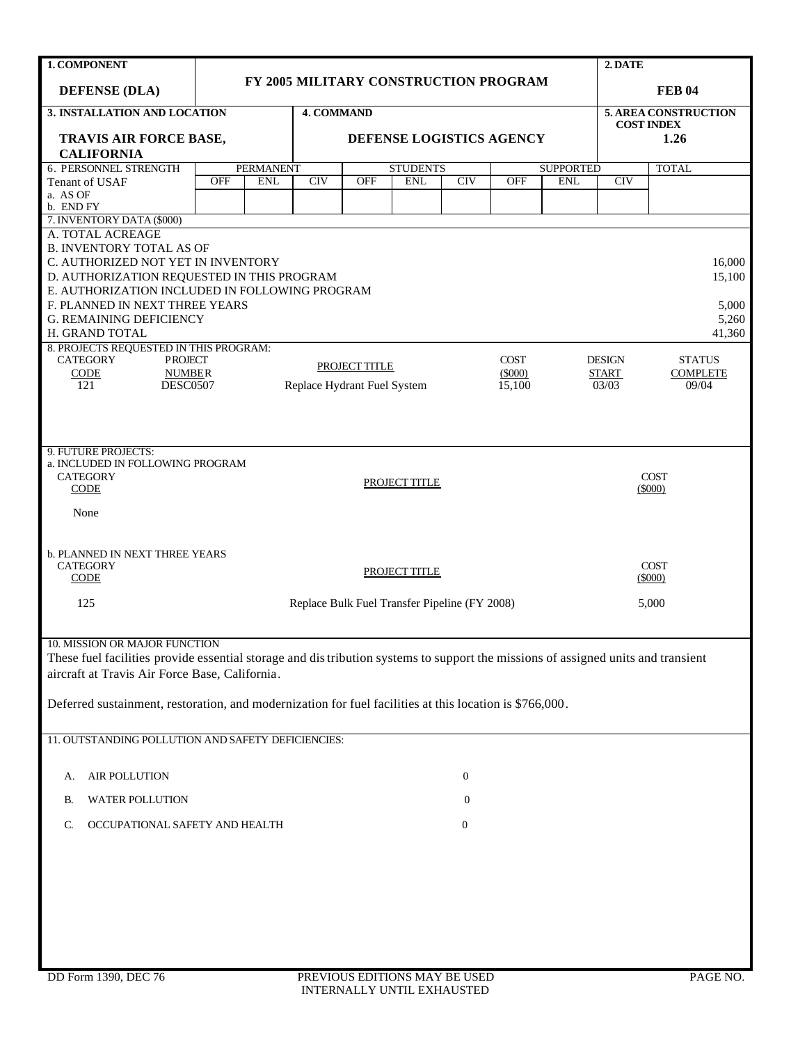| 1. COMPONENT | FY 2005 MILITARY CONSTRUCTION PROGRAM | 2. DATE |
|---|---|---|
| **DEFENSE (DLA)** | | **FEB 04** |

| 3. INSTALLATION AND LOCATION | 4. COMMAND | 5. AREA CONSTRUCTION COST INDEX |
|---|---|---|
| **TRAVIS AIR FORCE BASE, CALIFORNIA** | **DEFENSE LOGISTICS AGENCY** | **1.26** |

| 6. PERSONNEL STRENGTH | PERMANENT | | | STUDENTS | | | SUPPORTED | | | TOTAL |
|---|---|---|---|---|---|---|---|---|---|---|
| Tenant of USAF | OFF | ENL | CIV | OFF | ENL | CIV | OFF | ENL | CIV | |
| a. AS OF | | | | | | | | | | |
| b. END FY | | | | | | | | | | |

7. INVENTORY DATA ($000)

| | |
|---|---|
| A. TOTAL ACREAGE | |
| B. INVENTORY TOTAL AS OF | |
| C. AUTHORIZED NOT YET IN INVENTORY | 16,000 |
| D. AUTHORIZATION REQUESTED IN THIS PROGRAM | 15,100 |
| E. AUTHORIZATION INCLUDED IN FOLLOWING PROGRAM | |
| F. PLANNED IN NEXT THREE YEARS | 5,000 |
| G. REMAINING DEFICIENCY | 5,260 |
| H. GRAND TOTAL | 41,360 |

8. PROJECTS REQUESTED IN THIS PROGRAM:

| CATEGORY CODE | PROJECT NUMBER | PROJECT TITLE | COST ($000) | DESIGN START | STATUS COMPLETE |
|---|---|---|---|---|---|
| 121 | DESC0507 | Replace Hydrant Fuel System | 15,100 | 03/03 | 09/04 |

9. FUTURE PROJECTS:

a. INCLUDED IN FOLLOWING PROGRAM

| CATEGORY CODE | PROJECT TITLE | COST ($000) |
|---|---|---|
| None | | |

b. PLANNED IN NEXT THREE YEARS

| CATEGORY CODE | PROJECT TITLE | COST ($000) |
|---|---|---|
| 125 | Replace Bulk Fuel Transfer Pipeline (FY 2008) | 5,000 |

10. MISSION OR MAJOR FUNCTION

These fuel facilities provide essential storage and distribution systems to support the missions of assigned units and transient aircraft at Travis Air Force Base, California.

Deferred sustainment, restoration, and modernization for fuel facilities at this location is $766,000.

11. OUTSTANDING POLLUTION AND SAFETY DEFICIENCIES:

| | | |
|---|---|---|
| A. | AIR POLLUTION | 0 |
| B. | WATER POLLUTION | 0 |
| C. | OCCUPATIONAL SAFETY AND HEALTH | 0 |

DD Form 1390, DEC 76 — PREVIOUS EDITIONS MAY BE USED INTERNALLY UNTIL EXHAUSTED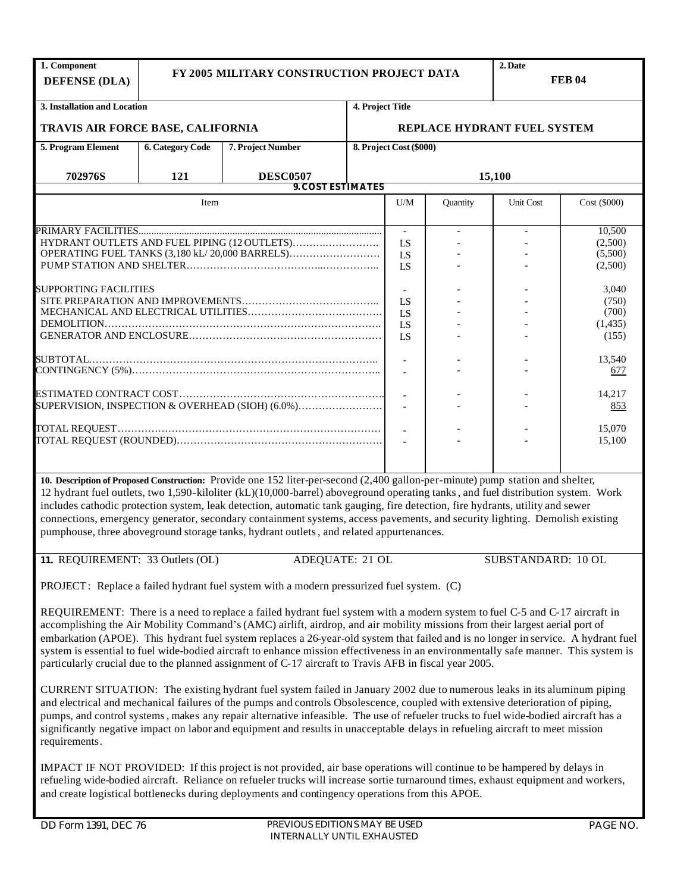| 1. Component | FY 2005 MILITARY CONSTRUCTION PROJECT DATA | | | 2. Date |
|---|---|---|---|---|
| DEFENSE (DLA) | | | | FEB 04 |

| 3. Installation and Location | | | 4. Project Title |
|---|---|---|---|
| TRAVIS AIR FORCE BASE, CALIFORNIA | | | REPLACE HYDRANT FUEL SYSTEM |
| 5. Program Element | 6. Category Code | 7. Project Number | 8. Project Cost ($000) |
| 702976S | 121 | DESC0507 | 15,100 |

**9. COST ESTIMATES**

| Item | U/M | Quantity | Unit Cost | Cost ($000) |
|---|---|---|---|---|
| PRIMARY FACILITIES | - | - | - | 10,500 |
| HYDRANT OUTLETS AND FUEL PIPING (12 OUTLETS) | LS | - | - | (2,500) |
| OPERATING FUEL TANKS (3,180 kL/ 20,000 BARRELS) | LS | - | - | (5,500) |
| PUMP STATION AND SHELTER | LS | - | - | (2,500) |
| SUPPORTING FACILITIES | - | - | - | 3,040 |
| SITE PREPARATION AND IMPROVEMENTS | LS | - | - | (750) |
| MECHANICAL AND ELECTRICAL UTILITIES | LS | - | - | (700) |
| DEMOLITION | LS | - | - | (1,435) |
| GENERATOR AND ENCLOSURE | LS | - | - | (155) |
| SUBTOTAL | - | - | - | 13,540 |
| CONTINGENCY (5%) | - | - | - | 677 |
| ESTIMATED CONTRACT COST | - | - | - | 14,217 |
| SUPERVISION, INSPECTION & OVERHEAD (SIOH) (6.0%) | - | - | - | 853 |
| TOTAL REQUEST | - | - | - | 15,070 |
| TOTAL REQUEST (ROUNDED) | - | - | - | 15,100 |

**10. Description of Proposed Construction:** Provide one 152 liter-per-second (2,400 gallon-per-minute) pump station and shelter, 12 hydrant fuel outlets, two 1,590-kiloliter (kL)(10,000-barrel) aboveground operating tanks, and fuel distribution system. Work includes cathodic protection system, leak detection, automatic tank gauging, fire detection, fire hydrants, utility and sewer connections, emergency generator, secondary containment systems, access pavements, and security lighting. Demolish existing pumphouse, three aboveground storage tanks, hydrant outlets, and related appurtenances.

**11.** REQUIREMENT: 33 Outlets (OL) ADEQUATE: 21 OL SUBSTANDARD: 10 OL

PROJECT: Replace a failed hydrant fuel system with a modern pressurized fuel system. (C)

REQUIREMENT: There is a need to replace a failed hydrant fuel system with a modern system to fuel C-5 and C-17 aircraft in accomplishing the Air Mobility Command's (AMC) airlift, airdrop, and air mobility missions from their largest aerial port of embarkation (APOE). This hydrant fuel system replaces a 26-year-old system that failed and is no longer in service. A hydrant fuel system is essential to fuel wide-bodied aircraft to enhance mission effectiveness in an environmentally safe manner. This system is particularly crucial due to the planned assignment of C-17 aircraft to Travis AFB in fiscal year 2005.

CURRENT SITUATION: The existing hydrant fuel system failed in January 2002 due to numerous leaks in its aluminum piping and electrical and mechanical failures of the pumps and controls Obsolescence, coupled with extensive deterioration of piping, pumps, and control systems, makes any repair alternative infeasible. The use of refueler trucks to fuel wide-bodied aircraft has a significantly negative impact on labor and equipment and results in unacceptable delays in refueling aircraft to meet mission requirements.

IMPACT IF NOT PROVIDED: If this project is not provided, air base operations will continue to be hampered by delays in refueling wide-bodied aircraft. Reliance on refueler trucks will increase sortie turnaround times, exhaust equipment and workers, and create logistical bottlenecks during deployments and contingency operations from this APOE.

DD Form 1391, DEC 76 PREVIOUS EDITIONS MAY BE USED INTERNALLY UNTIL EXHAUSTED PAGE NO.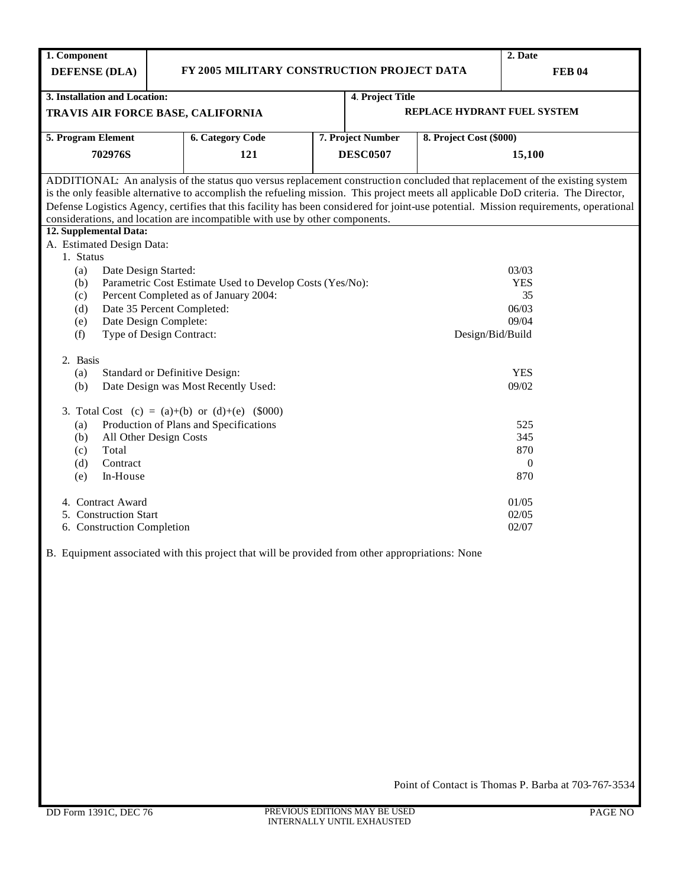| 1. Component | | 2. Date |
|---|---|---|
| **DEFENSE (DLA)** | **FY 2005 MILITARY CONSTRUCTION PROJECT DATA** | **FEB 04** |

| 3. Installation and Location: | 4. Project Title |
|---|---|
| **TRAVIS AIR FORCE BASE, CALIFORNIA** | **REPLACE HYDRANT FUEL SYSTEM** |

| 5. Program Element | 6. Category Code | 7. Project Number | 8. Project Cost ($000) |
|---|---|---|---|
| **702976S** | **121** | **DESC0507** | **15,100** |

ADDITIONAL: An analysis of the status quo versus replacement construction concluded that replacement of the existing system is the only feasible alternative to accomplish the refueling mission. This project meets all applicable DoD criteria. The Director, Defense Logistics Agency, certifies that this facility has been considered for joint-use potential. Mission requirements, operational considerations, and location are incompatible with use by other components.

**12. Supplemental Data:**

A. Estimated Design Data:

1. Status

| | | |
|---|---|---|
| (a) | Date Design Started: | 03/03 |
| (b) | Parametric Cost Estimate Used to Develop Costs (Yes/No): | YES |
| (c) | Percent Completed as of January 2004: | 35 |
| (d) | Date 35 Percent Completed: | 06/03 |
| (e) | Date Design Complete: | 09/04 |
| (f) | Type of Design Contract: | Design/Bid/Build |

2. Basis

| | | |
|---|---|---|
| (a) | Standard or Definitive Design: | YES |
| (b) | Date Design was Most Recently Used: | 09/02 |

3. Total Cost (c) = (a)+(b) or (d)+(e) ($000)

| | | |
|---|---|---|
| (a) | Production of Plans and Specifications | 525 |
| (b) | All Other Design Costs | 345 |
| (c) | Total | 870 |
| (d) | Contract | 0 |
| (e) | In-House | 870 |

| | |
|---|---|
| 4. Contract Award | 01/05 |
| 5. Construction Start | 02/05 |
| 6. Construction Completion | 02/07 |

B. Equipment associated with this project that will be provided from other appropriations: None

Point of Contact is Thomas P. Barba at 703-767-3534

DD Form 1391C, DEC 76 — PREVIOUS EDITIONS MAY BE USED INTERNALLY UNTIL EXHAUSTED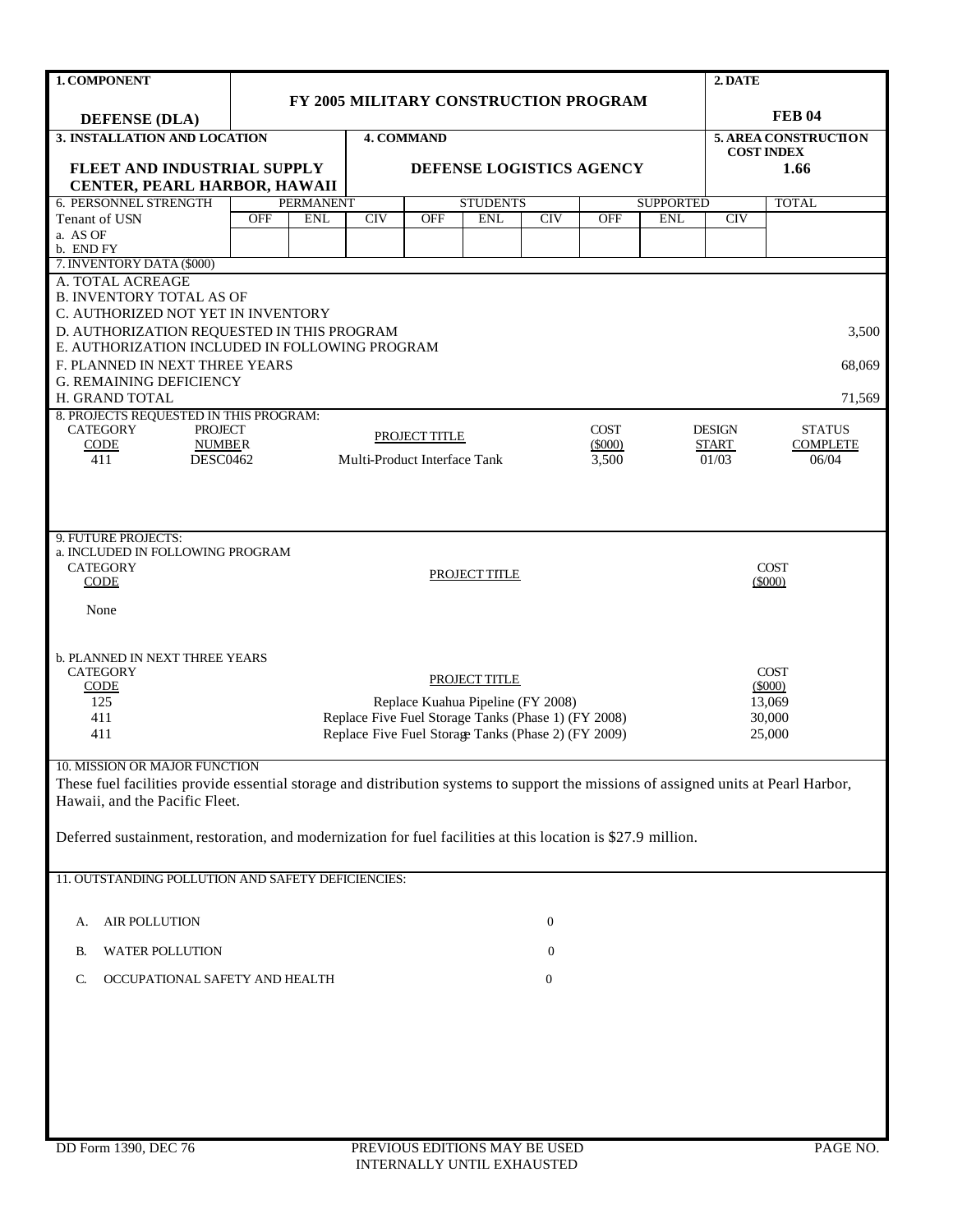| 1. COMPONENT | FY 2005 MILITARY CONSTRUCTION PROGRAM | 2. DATE |
|---|---|---|
| DEFENSE (DLA) | | FEB 04 |

| 3. INSTALLATION AND LOCATION | 4. COMMAND | 5. AREA CONSTRUCTION COST INDEX |
|---|---|---|
| FLEET AND INDUSTRIAL SUPPLY CENTER, PEARL HARBOR, HAWAII | DEFENSE LOGISTICS AGENCY | 1.66 |

| 6. PERSONNEL STRENGTH | PERMANENT | | | STUDENTS | | | SUPPORTED | | | TOTAL |
|---|---|---|---|---|---|---|---|---|---|---|
| Tenant of USN | OFF | ENL | CIV | OFF | ENL | CIV | OFF | ENL | CIV | |
| a. AS OF | | | | | | | | | | |
| b. END FY | | | | | | | | | | |

**7. INVENTORY DATA ($000)**

| | |
|---|---|
| A. TOTAL ACREAGE | |
| B. INVENTORY TOTAL AS OF | |
| C. AUTHORIZED NOT YET IN INVENTORY | |
| D. AUTHORIZATION REQUESTED IN THIS PROGRAM | 3,500 |
| E. AUTHORIZATION INCLUDED IN FOLLOWING PROGRAM | |
| F. PLANNED IN NEXT THREE YEARS | 68,069 |
| G. REMAINING DEFICIENCY | |
| H. GRAND TOTAL | 71,569 |

**8. PROJECTS REQUESTED IN THIS PROGRAM:**

| CATEGORY CODE | PROJECT NUMBER | PROJECT TITLE | COST ($000) | DESIGN START | STATUS COMPLETE |
|---|---|---|---|---|---|
| 411 | DESC0462 | Multi-Product Interface Tank | 3,500 | 01/03 | 06/04 |

**9. FUTURE PROJECTS:**

a. INCLUDED IN FOLLOWING PROGRAM

| CATEGORY CODE | PROJECT TITLE | COST ($000) |
|---|---|---|
| None | | |

b. PLANNED IN NEXT THREE YEARS

| CATEGORY CODE | PROJECT TITLE | COST ($000) |
|---|---|---|
| 125 | Replace Kuahua Pipeline (FY 2008) | 13,069 |
| 411 | Replace Five Fuel Storage Tanks (Phase 1) (FY 2008) | 30,000 |
| 411 | Replace Five Fuel Storage Tanks (Phase 2) (FY 2009) | 25,000 |

**10. MISSION OR MAJOR FUNCTION**

These fuel facilities provide essential storage and distribution systems to support the missions of assigned units at Pearl Harbor, Hawaii, and the Pacific Fleet.

Deferred sustainment, restoration, and modernization for fuel facilities at this location is $27.9 million.

**11. OUTSTANDING POLLUTION AND SAFETY DEFICIENCIES:**

| | |
|---|---|
| A. AIR POLLUTION | 0 |
| B. WATER POLLUTION | 0 |
| C. OCCUPATIONAL SAFETY AND HEALTH | 0 |

DD Form 1390, DEC 76 — PREVIOUS EDITIONS MAY BE USED INTERNALLY UNTIL EXHAUSTED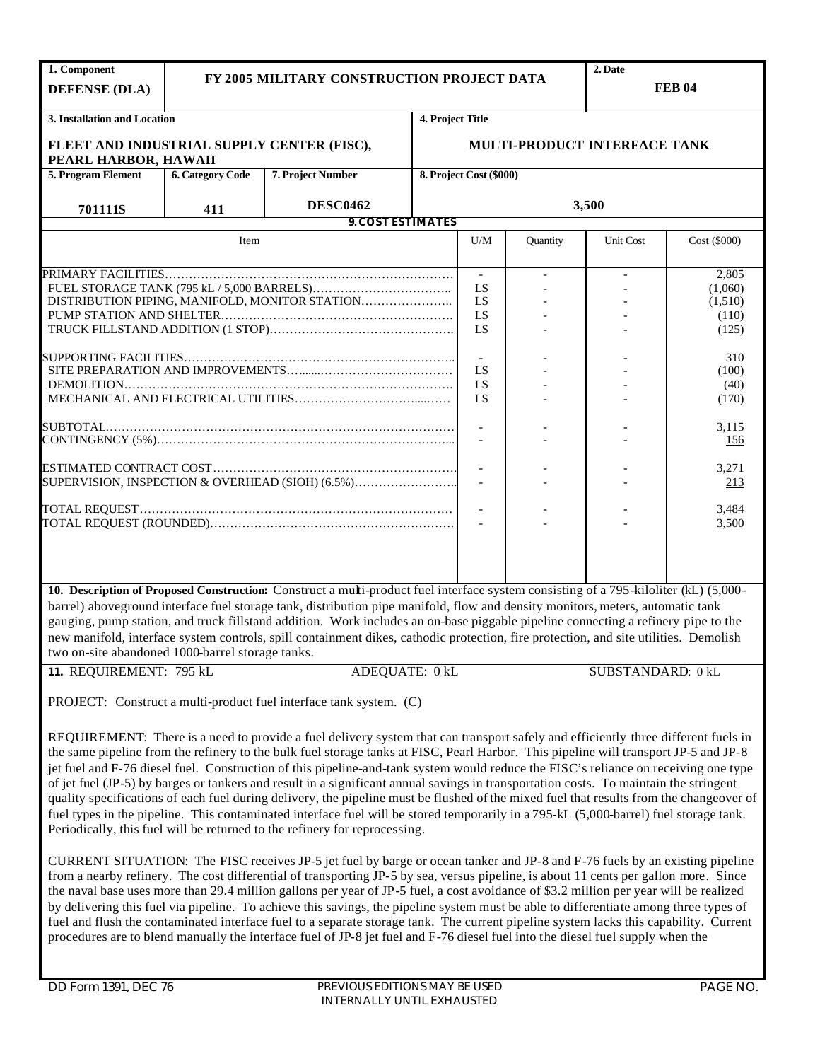| 1. Component | FY 2005 MILITARY CONSTRUCTION PROJECT DATA | 2. Date |
|---|---|---|
| DEFENSE (DLA) | | FEB 04 |

| 3. Installation and Location | 4. Project Title |
|---|---|
| FLEET AND INDUSTRIAL SUPPLY CENTER (FISC), PEARL HARBOR, HAWAII | MULTI-PRODUCT INTERFACE TANK |

| 5. Program Element | 6. Category Code | 7. Project Number | 8. Project Cost ($000) |
|---|---|---|---|
| 701111S | 411 | DESC0462 | 3,500 |

**9. COST ESTIMATES**

| Item | U/M | Quantity | Unit Cost | Cost ($000) |
|---|---|---|---|---|
| PRIMARY FACILITIES | - | - | - | 2,805 |
| FUEL STORAGE TANK (795 kL / 5,000 BARRELS) | LS | - | - | (1,060) |
| DISTRIBUTION PIPING, MANIFOLD, MONITOR STATION | LS | - | - | (1,510) |
| PUMP STATION AND SHELTER | LS | - | - | (110) |
| TRUCK FILLSTAND ADDITION (1 STOP) | LS | - | - | (125) |
| SUPPORTING FACILITIES | - | - | - | 310 |
| SITE PREPARATION AND IMPROVEMENTS | LS | - | - | (100) |
| DEMOLITION | LS | - | - | (40) |
| MECHANICAL AND ELECTRICAL UTILITIES | LS | - | - | (170) |
| SUBTOTAL | - | - | - | 3,115 |
| CONTINGENCY (5%) | - | - | - | 156 |
| ESTIMATED CONTRACT COST | - | - | - | 3,271 |
| SUPERVISION, INSPECTION & OVERHEAD (SIOH) (6.5%) | - | - | - | 213 |
| TOTAL REQUEST | - | - | - | 3,484 |
| TOTAL REQUEST (ROUNDED) | - | - | - | 3,500 |

**10. Description of Proposed Construction:** Construct a multi-product fuel interface system consisting of a 795-kiloliter (kL) (5,000-barrel) aboveground interface fuel storage tank, distribution pipe manifold, flow and density monitors, meters, automatic tank gauging, pump station, and truck fillstand addition. Work includes an on-base piggable pipeline connecting a refinery pipe to the new manifold, interface system controls, spill containment dikes, cathodic protection, fire protection, and site utilities. Demolish two on-site abandoned 1000-barrel storage tanks.

**11.** REQUIREMENT: 795 kL　　ADEQUATE: 0 kL　　SUBSTANDARD: 0 kL

PROJECT: Construct a multi-product fuel interface tank system. (C)

REQUIREMENT: There is a need to provide a fuel delivery system that can transport safely and efficiently three different fuels in the same pipeline from the refinery to the bulk fuel storage tanks at FISC, Pearl Harbor. This pipeline will transport JP-5 and JP-8 jet fuel and F-76 diesel fuel. Construction of this pipeline-and-tank system would reduce the FISC's reliance on receiving one type of jet fuel (JP-5) by barges or tankers and result in a significant annual savings in transportation costs. To maintain the stringent quality specifications of each fuel during delivery, the pipeline must be flushed of the mixed fuel that results from the changeover of fuel types in the pipeline. This contaminated interface fuel will be stored temporarily in a 795-kL (5,000-barrel) fuel storage tank. Periodically, this fuel will be returned to the refinery for reprocessing.

CURRENT SITUATION: The FISC receives JP-5 jet fuel by barge or ocean tanker and JP-8 and F-76 fuels by an existing pipeline from a nearby refinery. The cost differential of transporting JP-5 by sea, versus pipeline, is about 11 cents per gallon more. Since the naval base uses more than 29.4 million gallons per year of JP-5 fuel, a cost avoidance of $3.2 million per year will be realized by delivering this fuel via pipeline. To achieve this savings, the pipeline system must be able to differentiate among three types of fuel and flush the contaminated interface fuel to a separate storage tank. The current pipeline system lacks this capability. Current procedures are to blend manually the interface fuel of JP-8 jet fuel and F-76 diesel fuel into the diesel fuel supply when the

DD Form 1391, DEC 76　　PREVIOUS EDITIONS MAY BE USED INTERNALLY UNTIL EXHAUSTED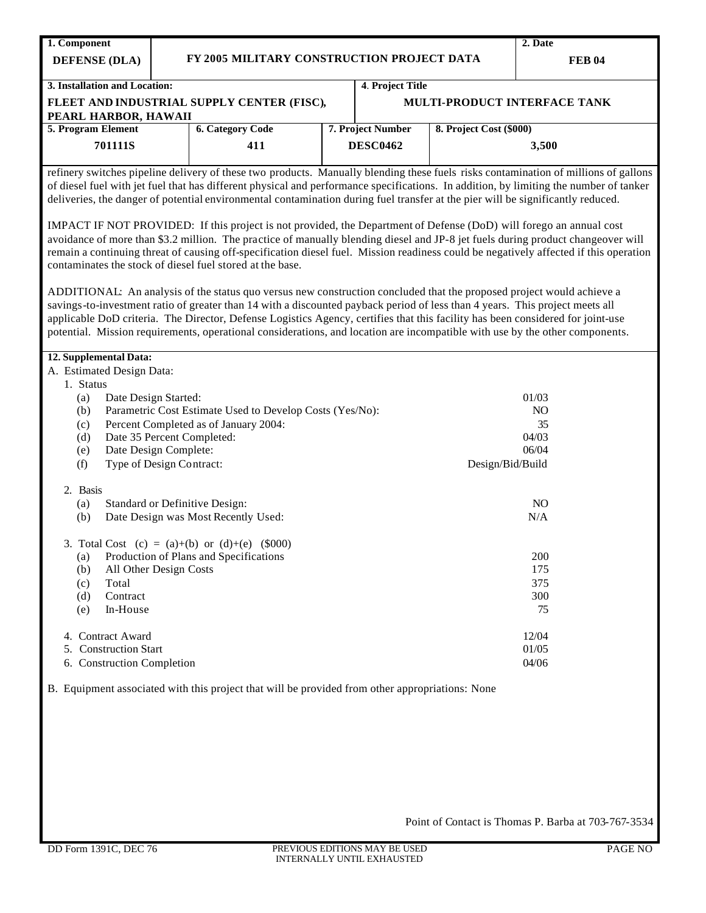| 1. Component | FY 2005 MILITARY CONSTRUCTION PROJECT DATA | | | 2. Date |
|---|---|---|---|---|
| **DEFENSE (DLA)** | | | | **FEB 04** |
| **3. Installation and Location:** | | **4. Project Title** | | |
| **FLEET AND INDUSTRIAL SUPPLY CENTER (FISC), PEARL HARBOR, HAWAII** | | **MULTI-PRODUCT INTERFACE TANK** | | |
| **5. Program Element** | **6. Category Code** | **7. Project Number** | **8. Project Cost ($000)** | |
| **701111S** | **411** | **DESC0462** | **3,500** | |

refinery switches pipeline delivery of these two products. Manually blending these fuels risks contamination of millions of gallons of diesel fuel with jet fuel that has different physical and performance specifications. In addition, by limiting the number of tanker deliveries, the danger of potential environmental contamination during fuel transfer at the pier will be significantly reduced.

IMPACT IF NOT PROVIDED: If this project is not provided, the Department of Defense (DoD) will forego an annual cost avoidance of more than $3.2 million. The practice of manually blending diesel and JP-8 jet fuels during product changeover will remain a continuing threat of causing off-specification diesel fuel. Mission readiness could be negatively affected if this operation contaminates the stock of diesel fuel stored at the base.

ADDITIONAL: An analysis of the status quo versus new construction concluded that the proposed project would achieve a savings-to-investment ratio of greater than 14 with a discounted payback period of less than 4 years. This project meets all applicable DoD criteria. The Director, Defense Logistics Agency, certifies that this facility has been considered for joint-use potential. Mission requirements, operational considerations, and location are incompatible with use by the other components.

**12. Supplemental Data:**

A. Estimated Design Data:

1. Status

| | | |
|---|---|---|
| (a) | Date Design Started: | 01/03 |
| (b) | Parametric Cost Estimate Used to Develop Costs (Yes/No): | NO |
| (c) | Percent Completed as of January 2004: | 35 |
| (d) | Date 35 Percent Completed: | 04/03 |
| (e) | Date Design Complete: | 06/04 |
| (f) | Type of Design Contract: | Design/Bid/Build |

2. Basis

| | | |
|---|---|---|
| (a) | Standard or Definitive Design: | NO |
| (b) | Date Design was Most Recently Used: | N/A |

3. Total Cost (c) = (a)+(b) or (d)+(e) ($000)

| | | |
|---|---|---|
| (a) | Production of Plans and Specifications | 200 |
| (b) | All Other Design Costs | 175 |
| (c) | Total | 375 |
| (d) | Contract | 300 |
| (e) | In-House | 75 |

| | |
|---|---|
| 4. Contract Award | 12/04 |
| 5. Construction Start | 01/05 |
| 6. Construction Completion | 04/06 |

B. Equipment associated with this project that will be provided from other appropriations: None

Point of Contact is Thomas P. Barba at 703-767-3534

DD Form 1391C, DEC 76 — PREVIOUS EDITIONS MAY BE USED INTERNALLY UNTIL EXHAUSTED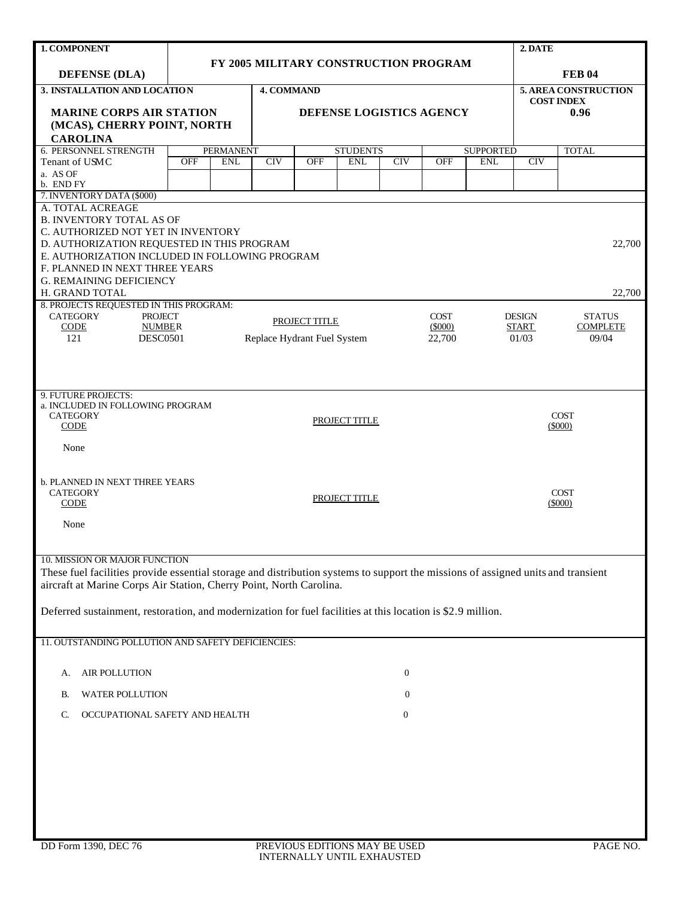| 1. COMPONENT | FY 2005 MILITARY CONSTRUCTION PROGRAM | 2. DATE |
|---|---|---|
| DEFENSE (DLA) | | FEB 04 |

| 3. INSTALLATION AND LOCATION | 4. COMMAND | 5. AREA CONSTRUCTION COST INDEX |
|---|---|---|
| MARINE CORPS AIR STATION (MCAS), CHERRY POINT, NORTH CAROLINA | DEFENSE LOGISTICS AGENCY | 0.96 |

| 6. PERSONNEL STRENGTH | PERMANENT | | | STUDENTS | | | SUPPORTED | | | TOTAL |
|---|---|---|---|---|---|---|---|---|---|---|
| Tenant of USMC | OFF | ENL | CIV | OFF | ENL | CIV | OFF | ENL | CIV | |
| a. AS OF | | | | | | | | | | |
| b. END FY | | | | | | | | | | |

7. INVENTORY DATA ($000)

| | |
|---|---|
| A. TOTAL ACREAGE | |
| B. INVENTORY TOTAL AS OF | |
| C. AUTHORIZED NOT YET IN INVENTORY | |
| D. AUTHORIZATION REQUESTED IN THIS PROGRAM | 22,700 |
| E. AUTHORIZATION INCLUDED IN FOLLOWING PROGRAM | |
| F. PLANNED IN NEXT THREE YEARS | |
| G. REMAINING DEFICIENCY | |
| H. GRAND TOTAL | 22,700 |

8. PROJECTS REQUESTED IN THIS PROGRAM:

| CATEGORY CODE | PROJECT NUMBER | PROJECT TITLE | COST ($000) | DESIGN START | STATUS COMPLETE |
|---|---|---|---|---|---|
| 121 | DESC0501 | Replace Hydrant Fuel System | 22,700 | 01/03 | 09/04 |

9. FUTURE PROJECTS:

a. INCLUDED IN FOLLOWING PROGRAM

| CATEGORY CODE | PROJECT TITLE | COST ($000) |
|---|---|---|
| None | | |

b. PLANNED IN NEXT THREE YEARS

| CATEGORY CODE | PROJECT TITLE | COST ($000) |
|---|---|---|
| None | | |

10. MISSION OR MAJOR FUNCTION

These fuel facilities provide essential storage and distribution systems to support the missions of assigned units and transient aircraft at Marine Corps Air Station, Cherry Point, North Carolina.

Deferred sustainment, restoration, and modernization for fuel facilities at this location is $2.9 million.

11. OUTSTANDING POLLUTION AND SAFETY DEFICIENCIES:

| | | |
|---|---|---|
| A. | AIR POLLUTION | 0 |
| B. | WATER POLLUTION | 0 |
| C. | OCCUPATIONAL SAFETY AND HEALTH | 0 |

DD Form 1390, DEC 76 — PREVIOUS EDITIONS MAY BE USED INTERNALLY UNTIL EXHAUSTED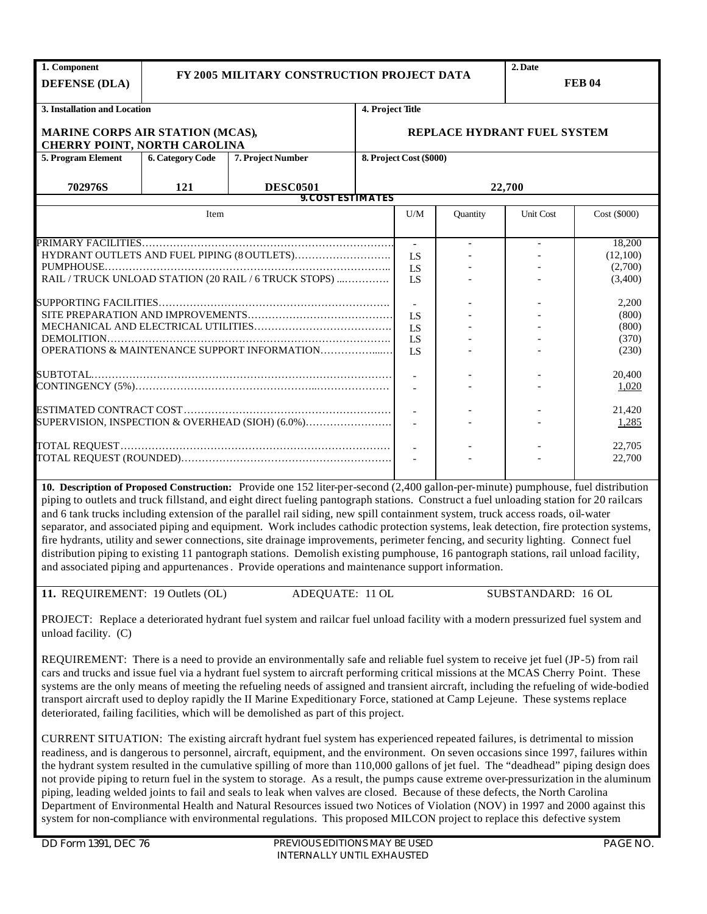| 1. Component | FY 2005 MILITARY CONSTRUCTION PROJECT DATA | | | 2. Date |
|---|---|---|---|---|
| DEFENSE (DLA) | | | | FEB 04 |
| 3. Installation and Location | | | 4. Project Title | |
| MARINE CORPS AIR STATION (MCAS), CHERRY POINT, NORTH CAROLINA | | | REPLACE HYDRANT FUEL SYSTEM | |
| 5. Program Element | 6. Category Code | 7. Project Number | 8. Project Cost ($000) | |
| 702976S | 121 | DESC0501 | 22,700 | |

**9. COST ESTIMATES**

| Item | U/M | Quantity | Unit Cost | Cost ($000) |
|---|---|---|---|---|
| PRIMARY FACILITIES | - | - | - | 18,200 |
| HYDRANT OUTLETS AND FUEL PIPING (8 OUTLETS) | LS | - | - | (12,100) |
| PUMPHOUSE | LS | - | - | (2,700) |
| RAIL / TRUCK UNLOAD STATION (20 RAIL / 6 TRUCK STOPS) | LS | - | - | (3,400) |
| SUPPORTING FACILITIES | - | - | - | 2,200 |
| SITE PREPARATION AND IMPROVEMENTS | LS | - | - | (800) |
| MECHANICAL AND ELECTRICAL UTILITIES | LS | - | - | (800) |
| DEMOLITION | LS | - | - | (370) |
| OPERATIONS & MAINTENANCE SUPPORT INFORMATION | LS | - | - | (230) |
| SUBTOTAL | - | - | - | 20,400 |
| CONTINGENCY (5%) | - | - | - | 1,020 |
| ESTIMATED CONTRACT COST | - | - | - | 21,420 |
| SUPERVISION, INSPECTION & OVERHEAD (SIOH) (6.0%) | - | - | - | 1,285 |
| TOTAL REQUEST | - | - | - | 22,705 |
| TOTAL REQUEST (ROUNDED) | - | - | - | 22,700 |

**10. Description of Proposed Construction:** Provide one 152 liter-per-second (2,400 gallon-per-minute) pumphouse, fuel distribution piping to outlets and truck fillstand, and eight direct fueling pantograph stations. Construct a fuel unloading station for 20 railcars and 6 tank trucks including extension of the parallel rail siding, new spill containment system, truck access roads, oil-water separator, and associated piping and equipment. Work includes cathodic protection systems, leak detection, fire protection systems, fire hydrants, utility and sewer connections, site drainage improvements, perimeter fencing, and security lighting. Connect fuel distribution piping to existing 11 pantograph stations. Demolish existing pumphouse, 16 pantograph stations, rail unload facility, and associated piping and appurtenances. Provide operations and maintenance support information.

**11.** REQUIREMENT: 19 Outlets (OL) ADEQUATE: 11 OL SUBSTANDARD: 16 OL

PROJECT: Replace a deteriorated hydrant fuel system and railcar fuel unload facility with a modern pressurized fuel system and unload facility. (C)

REQUIREMENT: There is a need to provide an environmentally safe and reliable fuel system to receive jet fuel (JP-5) from rail cars and trucks and issue fuel via a hydrant fuel system to aircraft performing critical missions at the MCAS Cherry Point. These systems are the only means of meeting the refueling needs of assigned and transient aircraft, including the refueling of wide-bodied transport aircraft used to deploy rapidly the II Marine Expeditionary Force, stationed at Camp Lejeune. These systems replace deteriorated, failing facilities, which will be demolished as part of this project.

CURRENT SITUATION: The existing aircraft hydrant fuel system has experienced repeated failures, is detrimental to mission readiness, and is dangerous to personnel, aircraft, equipment, and the environment. On seven occasions since 1997, failures within the hydrant system resulted in the cumulative spilling of more than 110,000 gallons of jet fuel. The "deadhead" piping design does not provide piping to return fuel in the system to storage. As a result, the pumps cause extreme over-pressurization in the aluminum piping, leading welded joints to fail and seals to leak when valves are closed. Because of these defects, the North Carolina Department of Environmental Health and Natural Resources issued two Notices of Violation (NOV) in 1997 and 2000 against this system for non-compliance with environmental regulations. This proposed MILCON project to replace this defective system

DD Form 1391, DEC 76 PREVIOUS EDITIONS MAY BE USED INTERNALLY UNTIL EXHAUSTED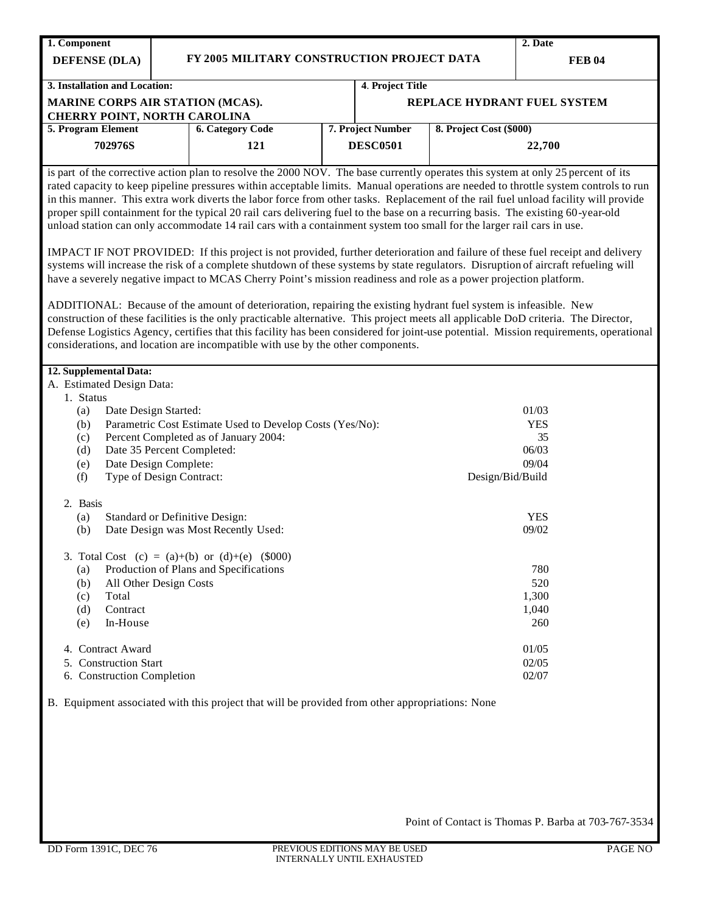| 1. Component | FY 2005 MILITARY CONSTRUCTION PROJECT DATA | | 2. Date |
|---|---|---|---|
| DEFENSE (DLA) | | | FEB 04 |

| 3. Installation and Location: | 4. Project Title |
|---|---|
| MARINE CORPS AIR STATION (MCAS). CHERRY POINT, NORTH CAROLINA | REPLACE HYDRANT FUEL SYSTEM |

| 5. Program Element | 6. Category Code | 7. Project Number | 8. Project Cost ($000) |
|---|---|---|---|
| 702976S | 121 | DESC0501 | 22,700 |

is part of the corrective action plan to resolve the 2000 NOV. The base currently operates this system at only 25 percent of its rated capacity to keep pipeline pressures within acceptable limits. Manual operations are needed to throttle system controls to run in this manner. This extra work diverts the labor force from other tasks. Replacement of the rail fuel unload facility will provide proper spill containment for the typical 20 rail cars delivering fuel to the base on a recurring basis. The existing 60-year-old unload station can only accommodate 14 rail cars with a containment system too small for the larger rail cars in use.

IMPACT IF NOT PROVIDED: If this project is not provided, further deterioration and failure of these fuel receipt and delivery systems will increase the risk of a complete shutdown of these systems by state regulators. Disruption of aircraft refueling will have a severely negative impact to MCAS Cherry Point's mission readiness and role as a power projection platform.

ADDITIONAL: Because of the amount of deterioration, repairing the existing hydrant fuel system is infeasible. New construction of these facilities is the only practicable alternative. This project meets all applicable DoD criteria. The Director, Defense Logistics Agency, certifies that this facility has been considered for joint-use potential. Mission requirements, operational considerations, and location are incompatible with use by the other components.

**12. Supplemental Data:**

A. Estimated Design Data:

1. Status

| | | |
|---|---|---|
| (a) | Date Design Started: | 01/03 |
| (b) | Parametric Cost Estimate Used to Develop Costs (Yes/No): | YES |
| (c) | Percent Completed as of January 2004: | 35 |
| (d) | Date 35 Percent Completed: | 06/03 |
| (e) | Date Design Complete: | 09/04 |
| (f) | Type of Design Contract: | Design/Bid/Build |

2. Basis

| | | |
|---|---|---|
| (a) | Standard or Definitive Design: | YES |
| (b) | Date Design was Most Recently Used: | 09/02 |

3. Total Cost (c) = (a)+(b) or (d)+(e) ($000)

| | | |
|---|---|---|
| (a) | Production of Plans and Specifications | 780 |
| (b) | All Other Design Costs | 520 |
| (c) | Total | 1,300 |
| (d) | Contract | 1,040 |
| (e) | In-House | 260 |

| | |
|---|---|
| 4. Contract Award | 01/05 |
| 5. Construction Start | 02/05 |
| 6. Construction Completion | 02/07 |

B. Equipment associated with this project that will be provided from other appropriations: None

Point of Contact is Thomas P. Barba at 703-767-3534

DD Form 1391C, DEC 76 PREVIOUS EDITIONS MAY BE USED INTERNALLY UNTIL EXHAUSTED PAGE NO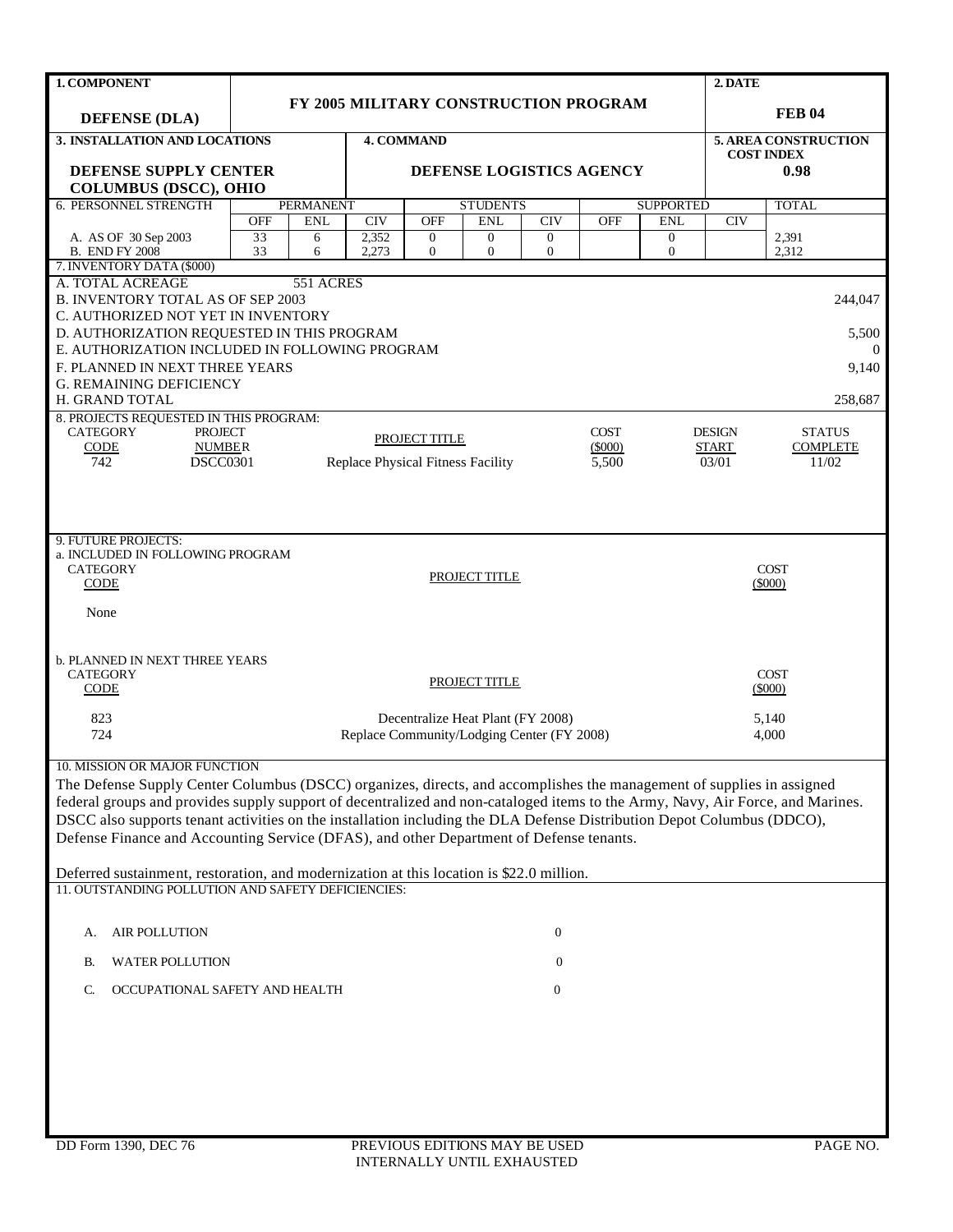| 1. COMPONENT | FY 2005 MILITARY CONSTRUCTION PROGRAM | 2. DATE |
|---|---|---|
| DEFENSE (DLA) | | FEB 04 |

| 3. INSTALLATION AND LOCATIONS | 4. COMMAND | 5. AREA CONSTRUCTION COST INDEX |
|---|---|---|
| DEFENSE SUPPLY CENTER COLUMBUS (DSCC), OHIO | DEFENSE LOGISTICS AGENCY | 0.98 |

| 6. PERSONNEL STRENGTH | PERMANENT | | | STUDENTS | | | SUPPORTED | | | TOTAL |
|---|---|---|---|---|---|---|---|---|---|---|
| | OFF | ENL | CIV | OFF | ENL | CIV | OFF | ENL | CIV | |
| A. AS OF 30 Sep 2003 | 33 | 6 | 2,352 | 0 | 0 | 0 | | 0 | | 2,391 |
| B. END FY 2008 | 33 | 6 | 2,273 | 0 | 0 | 0 | | 0 | | 2,312 |

7. INVENTORY DATA ($000)

| | |
|---|---|
| A. TOTAL ACREAGE | 551 ACRES |
| B. INVENTORY TOTAL AS OF SEP 2003 | 244,047 |
| C. AUTHORIZED NOT YET IN INVENTORY | |
| D. AUTHORIZATION REQUESTED IN THIS PROGRAM | 5,500 |
| E. AUTHORIZATION INCLUDED IN FOLLOWING PROGRAM | 0 |
| F. PLANNED IN NEXT THREE YEARS | 9,140 |
| G. REMAINING DEFICIENCY | |
| H. GRAND TOTAL | 258,687 |

8. PROJECTS REQUESTED IN THIS PROGRAM:

| CATEGORY CODE | PROJECT NUMBER | PROJECT TITLE | COST ($000) | DESIGN START | STATUS COMPLETE |
|---|---|---|---|---|---|
| 742 | DSCC0301 | Replace Physical Fitness Facility | 5,500 | 03/01 | 11/02 |

9. FUTURE PROJECTS:

a. INCLUDED IN FOLLOWING PROGRAM

| CATEGORY CODE | PROJECT TITLE | COST ($000) |
|---|---|---|
| None | | |

b. PLANNED IN NEXT THREE YEARS

| CATEGORY CODE | PROJECT TITLE | COST ($000) |
|---|---|---|
| 823 | Decentralize Heat Plant (FY 2008) | 5,140 |
| 724 | Replace Community/Lodging Center (FY 2008) | 4,000 |

10. MISSION OR MAJOR FUNCTION

The Defense Supply Center Columbus (DSCC) organizes, directs, and accomplishes the management of supplies in assigned federal groups and provides supply support of decentralized and non-cataloged items to the Army, Navy, Air Force, and Marines. DSCC also supports tenant activities on the installation including the DLA Defense Distribution Depot Columbus (DDCO), Defense Finance and Accounting Service (DFAS), and other Department of Defense tenants.

Deferred sustainment, restoration, and modernization at this location is $22.0 million.

11. OUTSTANDING POLLUTION AND SAFETY DEFICIENCIES:

| | |
|---|---|
| A. AIR POLLUTION | 0 |
| B. WATER POLLUTION | 0 |
| C. OCCUPATIONAL SAFETY AND HEALTH | 0 |

DD Form 1390, DEC 76 — PREVIOUS EDITIONS MAY BE USED INTERNALLY UNTIL EXHAUSTED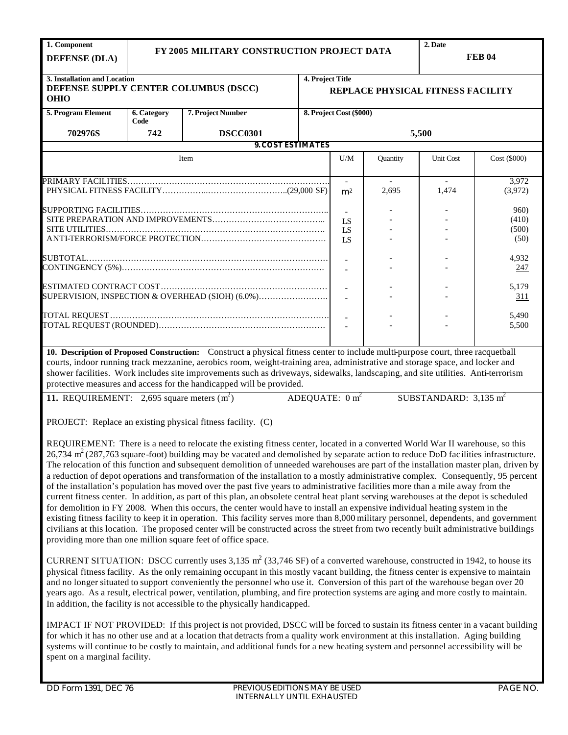| 1. Component | FY 2005 MILITARY CONSTRUCTION PROJECT DATA | 2. Date |
|---|---|---|
| **DEFENSE (DLA)** | | **FEB 04** |

| 3. Installation and Location | 4. Project Title |
|---|---|
| **DEFENSE SUPPLY CENTER COLUMBUS (DSCC) OHIO** | **REPLACE PHYSICAL FITNESS FACILITY** |

| 5. Program Element | 6. Category Code | 7. Project Number | 8. Project Cost ($000) |
|---|---|---|---|
| **702976S** | **742** | **DSCC0301** | **5,500** |

**9. COST ESTIMATES**

| Item | U/M | Quantity | Unit Cost | Cost ($000) |
|---|---|---|---|---|
| PRIMARY FACILITIES | - | - | - | 3,972 |
| PHYSICAL FITNESS FACILITY (29,000 SF) | $m^2$ | 2,695 | 1,474 | (3,972) |
| SUPPORTING FACILITIES | - | - | - | 960) |
| SITE PREPARATION AND IMPROVEMENTS | LS | - | - | (410) |
| SITE UTILITIES | LS | - | - | (500) |
| ANTI-TERRORISM/FORCE PROTECTION | LS | - | - | (50) |
| SUBTOTAL | - | - | - | 4,932 |
| CONTINGENCY (5%) | - | - | - | 247 |
| ESTIMATED CONTRACT COST | - | - | - | 5,179 |
| SUPERVISION, INSPECTION & OVERHEAD (SIOH) (6.0%) | - | - | - | 311 |
| TOTAL REQUEST | - | - | - | 5,490 |
| TOTAL REQUEST (ROUNDED) | - | - | - | 5,500 |

**10. Description of Proposed Construction:** Construct a physical fitness center to include multi-purpose court, three racquetball courts, indoor running track mezzanine, aerobics room, weight-training area, administrative and storage space, and locker and shower facilities. Work includes site improvements such as driveways, sidewalks, landscaping, and site utilities. Anti-terrorism protective measures and access for the handicapped will be provided.

**11.** REQUIREMENT: 2,695 square meters ($m^2$) ADEQUATE: 0 $m^2$ SUBSTANDARD: 3,135 $m^2$

PROJECT: Replace an existing physical fitness facility. (C)

REQUIREMENT: There is a need to relocate the existing fitness center, located in a converted World War II warehouse, so this 26,734 $m^2$ (287,763 square-foot) building may be vacated and demolished by separate action to reduce DoD facilities infrastructure. The relocation of this function and subsequent demolition of unneeded warehouses are part of the installation master plan, driven by a reduction of depot operations and transformation of the installation to a mostly administrative complex. Consequently, 95 percent of the installation's population has moved over the past five years to administrative facilities more than a mile away from the current fitness center. In addition, as part of this plan, an obsolete central heat plant serving warehouses at the depot is scheduled for demolition in FY 2008. When this occurs, the center would have to install an expensive individual heating system in the existing fitness facility to keep it in operation. This facility serves more than 8,000 military personnel, dependents, and government civilians at this location. The proposed center will be constructed across the street from two recently built administrative buildings providing more than one million square feet of office space.

CURRENT SITUATION: DSCC currently uses 3,135 $m^2$ (33,746 SF) of a converted warehouse, constructed in 1942, to house its physical fitness facility. As the only remaining occupant in this mostly vacant building, the fitness center is expensive to maintain and no longer situated to support conveniently the personnel who use it. Conversion of this part of the warehouse began over 20 years ago. As a result, electrical power, ventilation, plumbing, and fire protection systems are aging and more costly to maintain. In addition, the facility is not accessible to the physically handicapped.

IMPACT IF NOT PROVIDED: If this project is not provided, DSCC will be forced to sustain its fitness center in a vacant building for which it has no other use and at a location that detracts from a quality work environment at this installation. Aging building systems will continue to be costly to maintain, and additional funds for a new heating system and personnel accessibility will be spent on a marginal facility.

DD Form 1391, DEC 76 PREVIOUS EDITIONS MAY BE USED INTERNALLY UNTIL EXHAUSTED PAGE NO.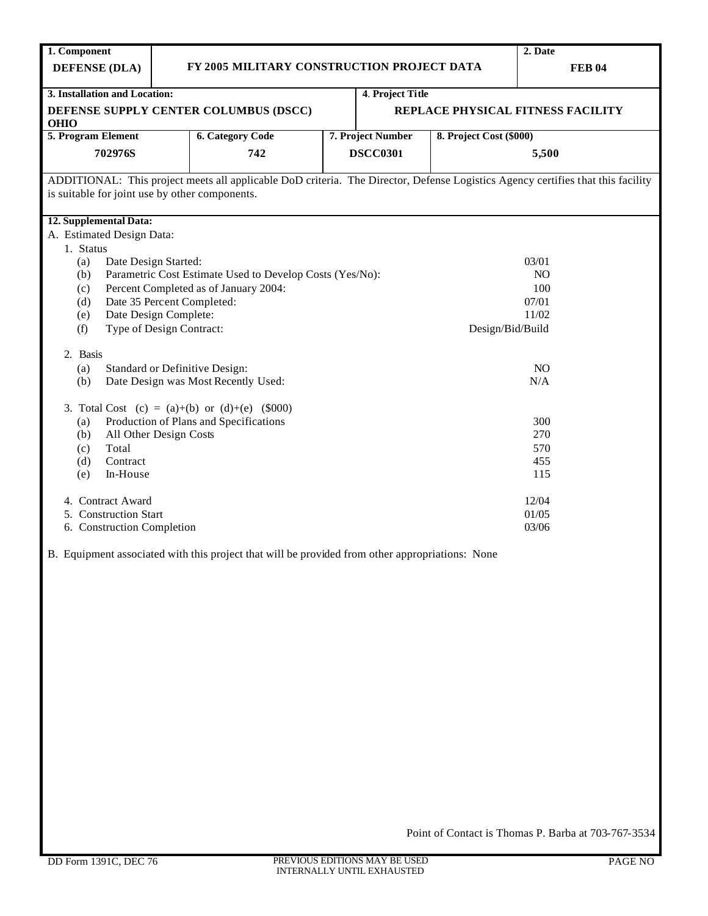| 1. Component | | | | 2. Date |
| --- | --- | --- | --- | --- |
| **DEFENSE (DLA)** | **FY 2005 MILITARY CONSTRUCTION PROJECT DATA** | | | **FEB 04** |
| **3. Installation and Location:** | | **4. Project Title** | | |
| **DEFENSE SUPPLY CENTER COLUMBUS (DSCC) OHIO** | | **REPLACE PHYSICAL FITNESS FACILITY** | | |
| **5. Program Element** | **6. Category Code** | **7. Project Number** | **8. Project Cost ($000)** | |
| **702976S** | **742** | **DSCC0301** | **5,500** | |

ADDITIONAL: This project meets all applicable DoD criteria. The Director, Defense Logistics Agency certifies that this facility is suitable for joint use by other components.

**12. Supplemental Data:**

A. Estimated Design Data:

1. Status

| | | |
| --- | --- | --- |
| (a) | Date Design Started: | 03/01 |
| (b) | Parametric Cost Estimate Used to Develop Costs (Yes/No): | NO |
| (c) | Percent Completed as of January 2004: | 100 |
| (d) | Date 35 Percent Completed: | 07/01 |
| (e) | Date Design Complete: | 11/02 |
| (f) | Type of Design Contract: | Design/Bid/Build |

2. Basis

| | | |
| --- | --- | --- |
| (a) | Standard or Definitive Design: | NO |
| (b) | Date Design was Most Recently Used: | N/A |

3. Total Cost (c) = (a)+(b) or (d)+(e) ($000)

| | | |
| --- | --- | --- |
| (a) | Production of Plans and Specifications | 300 |
| (b) | All Other Design Costs | 270 |
| (c) | Total | 570 |
| (d) | Contract | 455 |
| (e) | In-House | 115 |

| | |
| --- | --- |
| 4. Contract Award | 12/04 |
| 5. Construction Start | 01/05 |
| 6. Construction Completion | 03/06 |

B. Equipment associated with this project that will be provided from other appropriations: None

Point of Contact is Thomas P. Barba at 703-767-3534

DD Form 1391C, DEC 76 — PREVIOUS EDITIONS MAY BE USED INTERNALLY UNTIL EXHAUSTED — PAGE NO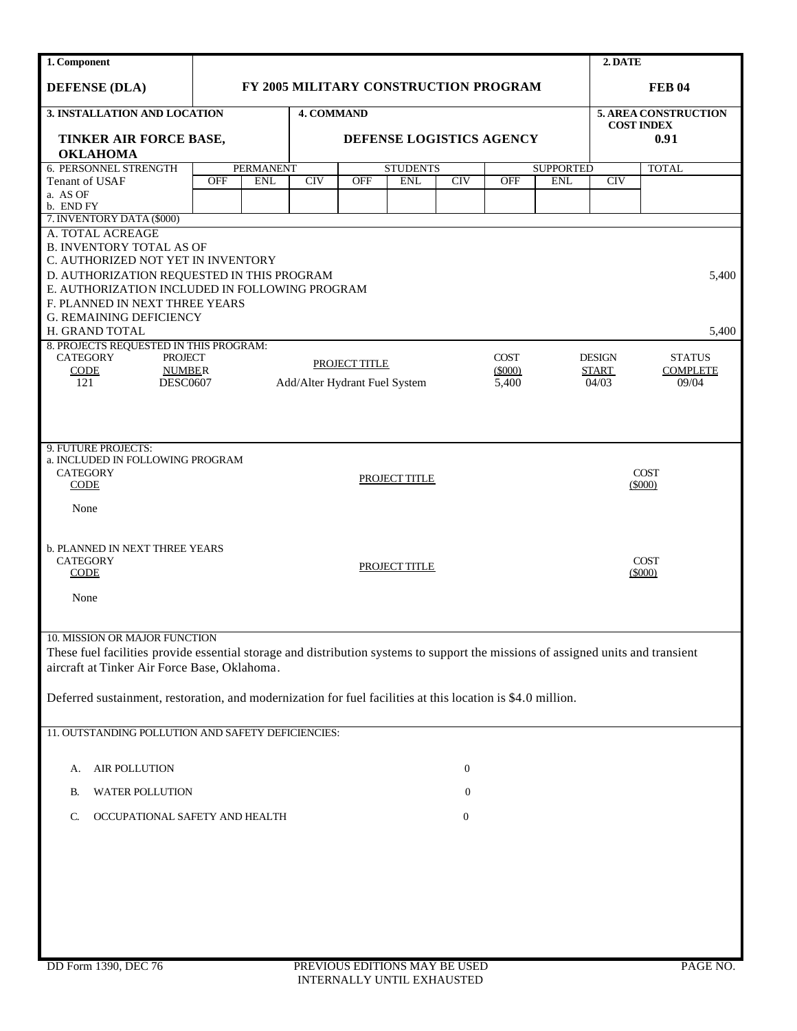| 1. Component | | 2. DATE |
|---|---|---|
| **DEFENSE (DLA)** | **FY 2005 MILITARY CONSTRUCTION PROGRAM** | **FEB 04** |

| 3. INSTALLATION AND LOCATION | 4. COMMAND | 5. AREA CONSTRUCTION COST INDEX |
|---|---|---|
| **TINKER AIR FORCE BASE, OKLAHOMA** | **DEFENSE LOGISTICS AGENCY** | **0.91** |

| 6. PERSONNEL STRENGTH | PERMANENT | | | STUDENTS | | | SUPPORTED | | | TOTAL |
|---|---|---|---|---|---|---|---|---|---|---|
| Tenant of USAF | OFF | ENL | CIV | OFF | ENL | CIV | OFF | ENL | CIV | |
| a. AS OF | | | | | | | | | | |
| b. END FY | | | | | | | | | | |

7. INVENTORY DATA ($000)

| | |
|---|---|
| A. TOTAL ACREAGE | |
| B. INVENTORY TOTAL AS OF | |
| C. AUTHORIZED NOT YET IN INVENTORY | |
| D. AUTHORIZATION REQUESTED IN THIS PROGRAM | 5,400 |
| E. AUTHORIZATION INCLUDED IN FOLLOWING PROGRAM | |
| F. PLANNED IN NEXT THREE YEARS | |
| G. REMAINING DEFICIENCY | |
| H. GRAND TOTAL | 5,400 |

8. PROJECTS REQUESTED IN THIS PROGRAM:

| CATEGORY CODE | PROJECT NUMBER | PROJECT TITLE | COST ($000) | DESIGN START | STATUS COMPLETE |
|---|---|---|---|---|---|
| 121 | DESC0607 | Add/Alter Hydrant Fuel System | 5,400 | 04/03 | 09/04 |

9. FUTURE PROJECTS:

a. INCLUDED IN FOLLOWING PROGRAM

| CATEGORY CODE | PROJECT TITLE | COST ($000) |
|---|---|---|
| None | | |

b. PLANNED IN NEXT THREE YEARS

| CATEGORY CODE | PROJECT TITLE | COST ($000) |
|---|---|---|
| None | | |

10. MISSION OR MAJOR FUNCTION

These fuel facilities provide essential storage and distribution systems to support the missions of assigned units and transient aircraft at Tinker Air Force Base, Oklahoma.

Deferred sustainment, restoration, and modernization for fuel facilities at this location is $4.0 million.

11. OUTSTANDING POLLUTION AND SAFETY DEFICIENCIES:

| | |
|---|---|
| A. AIR POLLUTION | 0 |
| B. WATER POLLUTION | 0 |
| C. OCCUPATIONAL SAFETY AND HEALTH | 0 |

DD Form 1390, DEC 76 — PREVIOUS EDITIONS MAY BE USED INTERNALLY UNTIL EXHAUSTED — PAGE NO.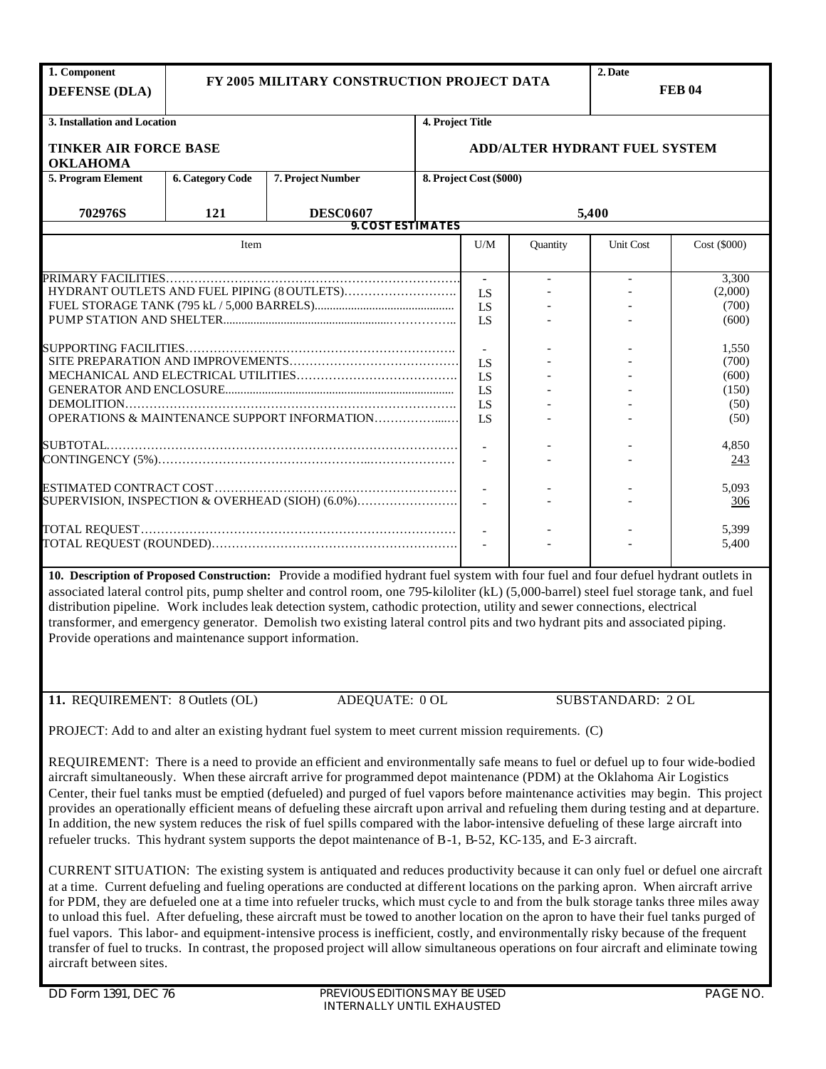| 1. Component | FY 2005 MILITARY CONSTRUCTION PROJECT DATA | | 2. Date |
|---|---|---|---|
| **DEFENSE (DLA)** | | | **FEB 04** |

| 3. Installation and Location | 4. Project Title |
|---|---|
| **TINKER AIR FORCE BASE OKLAHOMA** | **ADD/ALTER HYDRANT FUEL SYSTEM** |

| 5. Program Element | 6. Category Code | 7. Project Number | 8. Project Cost ($000) |
|---|---|---|---|
| **702976S** | **121** | **DESC0607** | **5,400** |

**9. COST ESTIMATES**

| Item | U/M | Quantity | Unit Cost | Cost ($000) |
|---|---|---|---|---|
| PRIMARY FACILITIES | - | - | - | 3,300 |
| HYDRANT OUTLETS AND FUEL PIPING (8 OUTLETS) | LS | - | - | (2,000) |
| FUEL STORAGE TANK (795 kL / 5,000 BARRELS) | LS | - | - | (700) |
| PUMP STATION AND SHELTER | LS | - | - | (600) |
| SUPPORTING FACILITIES | - | - | - | 1,550 |
| SITE PREPARATION AND IMPROVEMENTS | LS | - | - | (700) |
| MECHANICAL AND ELECTRICAL UTILITIES | LS | - | - | (600) |
| GENERATOR AND ENCLOSURE | LS | - | - | (150) |
| DEMOLITION | LS | - | - | (50) |
| OPERATIONS & MAINTENANCE SUPPORT INFORMATION | LS | - | - | (50) |
| SUBTOTAL | - | - | - | 4,850 |
| CONTINGENCY (5%) | - | - | - | 243 |
| ESTIMATED CONTRACT COST | - | - | - | 5,093 |
| SUPERVISION, INSPECTION & OVERHEAD (SIOH) (6.0%) | - | - | - | 306 |
| TOTAL REQUEST | - | - | - | 5,399 |
| TOTAL REQUEST (ROUNDED) | - | - | - | 5,400 |

**10. Description of Proposed Construction:** Provide a modified hydrant fuel system with four fuel and four defuel hydrant outlets in associated lateral control pits, pump shelter and control room, one 795-kiloliter (kL) (5,000-barrel) steel fuel storage tank, and fuel distribution pipeline. Work includes leak detection system, cathodic protection, utility and sewer connections, electrical transformer, and emergency generator. Demolish two existing lateral control pits and two hydrant pits and associated piping. Provide operations and maintenance support information.

**11.** REQUIREMENT: 8 Outlets (OL) ADEQUATE: 0 OL SUBSTANDARD: 2 OL

PROJECT: Add to and alter an existing hydrant fuel system to meet current mission requirements. (C)

REQUIREMENT: There is a need to provide an efficient and environmentally safe means to fuel or defuel up to four wide-bodied aircraft simultaneously. When these aircraft arrive for programmed depot maintenance (PDM) at the Oklahoma Air Logistics Center, their fuel tanks must be emptied (defueled) and purged of fuel vapors before maintenance activities may begin. This project provides an operationally efficient means of defueling these aircraft upon arrival and refueling them during testing and at departure. In addition, the new system reduces the risk of fuel spills compared with the labor-intensive defueling of these large aircraft into refueler trucks. This hydrant system supports the depot maintenance of B-1, B-52, KC-135, and E-3 aircraft.

CURRENT SITUATION: The existing system is antiquated and reduces productivity because it can only fuel or defuel one aircraft at a time. Current defueling and fueling operations are conducted at different locations on the parking apron. When aircraft arrive for PDM, they are defueled one at a time into refueler trucks, which must cycle to and from the bulk storage tanks three miles away to unload this fuel. After defueling, these aircraft must be towed to another location on the apron to have their fuel tanks purged of fuel vapors. This labor- and equipment-intensive process is inefficient, costly, and environmentally risky because of the frequent transfer of fuel to trucks. In contrast, the proposed project will allow simultaneous operations on four aircraft and eliminate towing aircraft between sites.

DD Form 1391, DEC 76 PREVIOUS EDITIONS MAY BE USED INTERNALLY UNTIL EXHAUSTED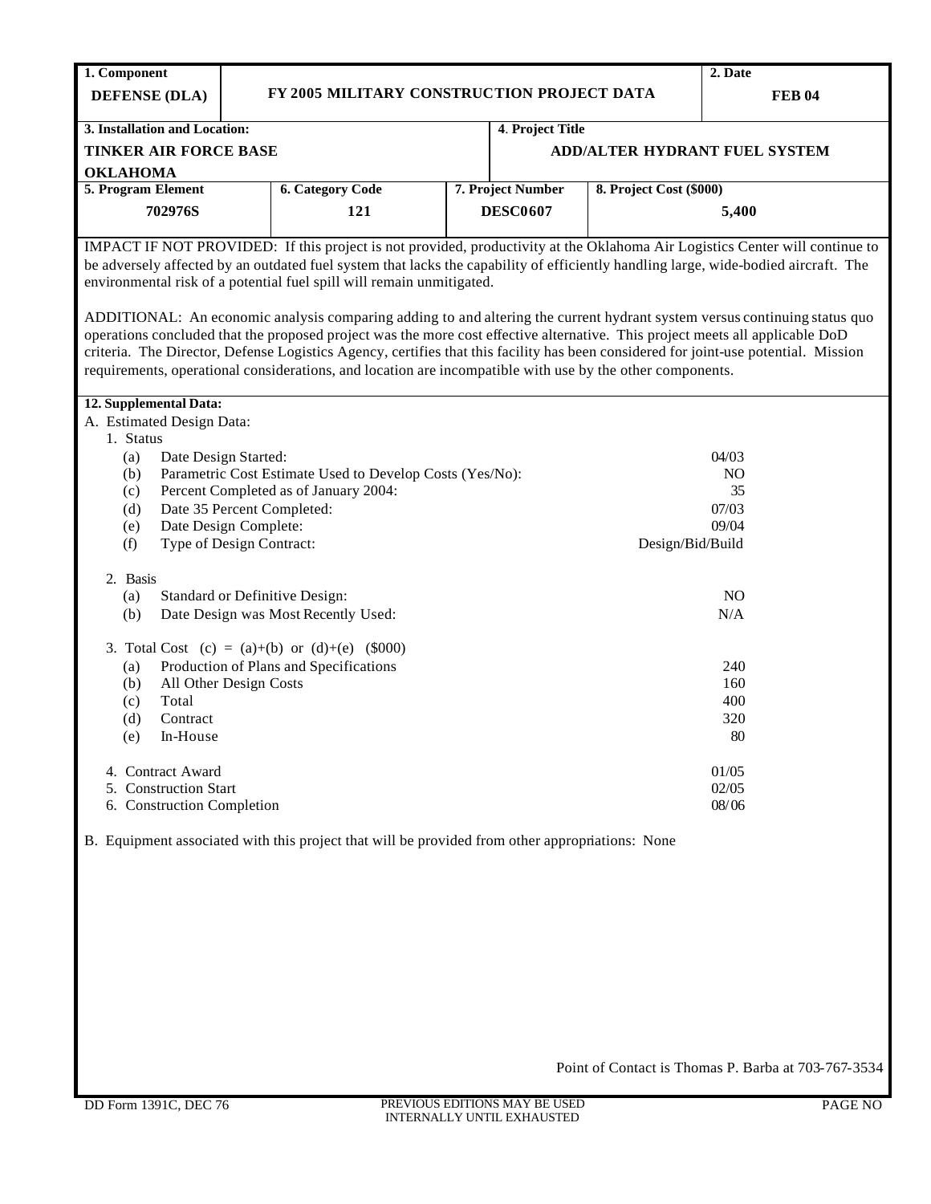| 1. Component | | | | 2. Date |
|---|---|---|---|---|
| **DEFENSE (DLA)** | **FY 2005 MILITARY CONSTRUCTION PROJECT DATA** | | | **FEB 04** |
| **3. Installation and Location:** | | **4. Project Title** | | |
| **TINKER AIR FORCE BASE OKLAHOMA** | | **ADD/ALTER HYDRANT FUEL SYSTEM** | | |
| **5. Program Element** | **6. Category Code** | **7. Project Number** | **8. Project Cost ($000)** | |
| **702976S** | **121** | **DESC0607** | **5,400** | |

IMPACT IF NOT PROVIDED: If this project is not provided, productivity at the Oklahoma Air Logistics Center will continue to be adversely affected by an outdated fuel system that lacks the capability of efficiently handling large, wide-bodied aircraft. The environmental risk of a potential fuel spill will remain unmitigated.

ADDITIONAL: An economic analysis comparing adding to and altering the current hydrant system versus continuing status quo operations concluded that the proposed project was the more cost effective alternative. This project meets all applicable DoD criteria. The Director, Defense Logistics Agency, certifies that this facility has been considered for joint-use potential. Mission requirements, operational considerations, and location are incompatible with use by the other components.

**12. Supplemental Data:**

A. Estimated Design Data:

1. Status

| | | |
|---|---|---|
| (a) | Date Design Started: | 04/03 |
| (b) | Parametric Cost Estimate Used to Develop Costs (Yes/No): | NO |
| (c) | Percent Completed as of January 2004: | 35 |
| (d) | Date 35 Percent Completed: | 07/03 |
| (e) | Date Design Complete: | 09/04 |
| (f) | Type of Design Contract: | Design/Bid/Build |

2. Basis

| | | |
|---|---|---|
| (a) | Standard or Definitive Design: | NO |
| (b) | Date Design was Most Recently Used: | N/A |

3. Total Cost (c) = (a)+(b) or (d)+(e) ($000)

| | | |
|---|---|---|
| (a) | Production of Plans and Specifications | 240 |
| (b) | All Other Design Costs | 160 |
| (c) | Total | 400 |
| (d) | Contract | 320 |
| (e) | In-House | 80 |

| | |
|---|---|
| 4. Contract Award | 01/05 |
| 5. Construction Start | 02/05 |
| 6. Construction Completion | 08/06 |

B. Equipment associated with this project that will be provided from other appropriations: None

Point of Contact is Thomas P. Barba at 703-767-3534

DD Form 1391C, DEC 76 PREVIOUS EDITIONS MAY BE USED INTERNALLY UNTIL EXHAUSTED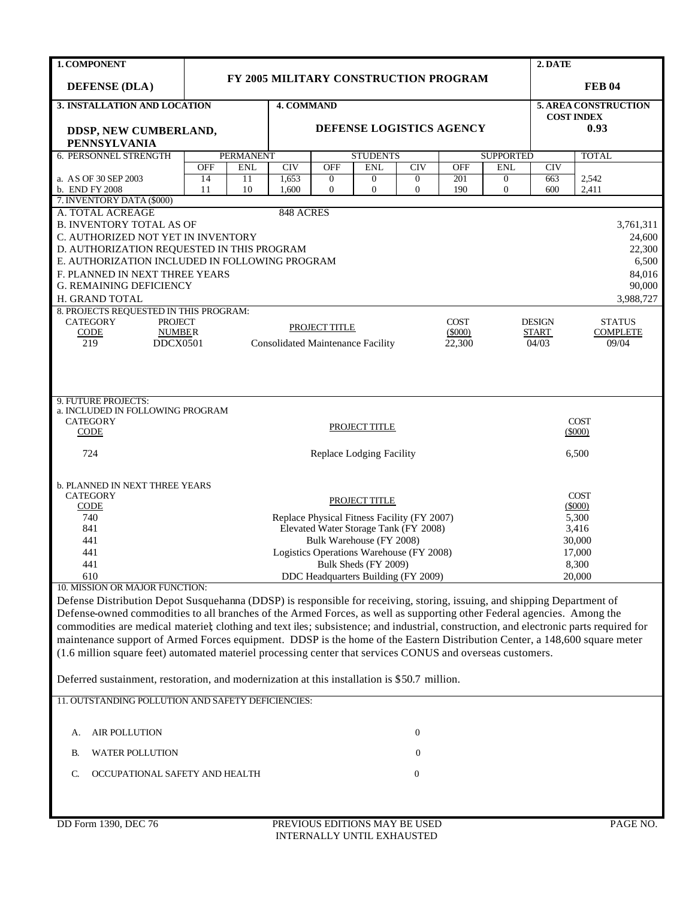| 1. COMPONENT | FY 2005 MILITARY CONSTRUCTION PROGRAM | 2. DATE |
|---|---|---|
| DEFENSE (DLA) | | FEB 04 |

| 3. INSTALLATION AND LOCATION | 4. COMMAND | 5. AREA CONSTRUCTION COST INDEX |
|---|---|---|
| DDSP, NEW CUMBERLAND, PENNSYLVANIA | DEFENSE LOGISTICS AGENCY | 0.93 |

| 6. PERSONNEL STRENGTH | PERMANENT | | | STUDENTS | | | SUPPORTED | | | TOTAL |
|---|---|---|---|---|---|---|---|---|---|---|
| | OFF | ENL | CIV | OFF | ENL | CIV | OFF | ENL | CIV | |
| a. AS OF 30 SEP 2003 | 14 | 11 | 1,653 | 0 | 0 | 0 | 201 | 0 | 663 | 2,542 |
| b. END FY 2008 | 11 | 10 | 1,600 | 0 | 0 | 0 | 190 | 0 | 600 | 2,411 |

7. INVENTORY DATA ($000)

| | |
|---|---|
| A. TOTAL ACREAGE | 848 ACRES |
| B. INVENTORY TOTAL AS OF | 3,761,311 |
| C. AUTHORIZED NOT YET IN INVENTORY | 24,600 |
| D. AUTHORIZATION REQUESTED IN THIS PROGRAM | 22,300 |
| E. AUTHORIZATION INCLUDED IN FOLLOWING PROGRAM | 6,500 |
| F. PLANNED IN NEXT THREE YEARS | 84,016 |
| G. REMAINING DEFICIENCY | 90,000 |
| H. GRAND TOTAL | 3,988,727 |

8. PROJECTS REQUESTED IN THIS PROGRAM:

| CATEGORY CODE | PROJECT NUMBER | PROJECT TITLE | COST ($000) | DESIGN START | STATUS COMPLETE |
|---|---|---|---|---|---|
| 219 | DDCX0501 | Consolidated Maintenance Facility | 22,300 | 04/03 | 09/04 |

9. FUTURE PROJECTS:

a. INCLUDED IN FOLLOWING PROGRAM

| CATEGORY CODE | PROJECT TITLE | COST ($000) |
|---|---|---|
| 724 | Replace Lodging Facility | 6,500 |

b. PLANNED IN NEXT THREE YEARS

| CATEGORY CODE | PROJECT TITLE | COST ($000) |
|---|---|---|
| 740 | Replace Physical Fitness Facility (FY 2007) | 5,300 |
| 841 | Elevated Water Storage Tank (FY 2008) | 3,416 |
| 441 | Bulk Warehouse (FY 2008) | 30,000 |
| 441 | Logistics Operations Warehouse (FY 2008) | 17,000 |
| 441 | Bulk Sheds (FY 2009) | 8,300 |
| 610 | DDC Headquarters Building (FY 2009) | 20,000 |

10. MISSION OR MAJOR FUNCTION:

Defense Distribution Depot Susquehanna (DDSP) is responsible for receiving, storing, issuing, and shipping Department of Defense-owned commodities to all branches of the Armed Forces, as well as supporting other Federal agencies. Among the commodities are medical materiel; clothing and text iles; subsistence; and industrial, construction, and electronic parts required for maintenance support of Armed Forces equipment. DDSP is the home of the Eastern Distribution Center, a 148,600 square meter (1.6 million square feet) automated materiel processing center that services CONUS and overseas customers.

Deferred sustainment, restoration, and modernization at this installation is $50.7 million.

11. OUTSTANDING POLLUTION AND SAFETY DEFICIENCIES:

| | |
|---|---|
| A. AIR POLLUTION | 0 |
| B. WATER POLLUTION | 0 |
| C. OCCUPATIONAL SAFETY AND HEALTH | 0 |

DD Form 1390, DEC 76 — PREVIOUS EDITIONS MAY BE USED INTERNALLY UNTIL EXHAUSTED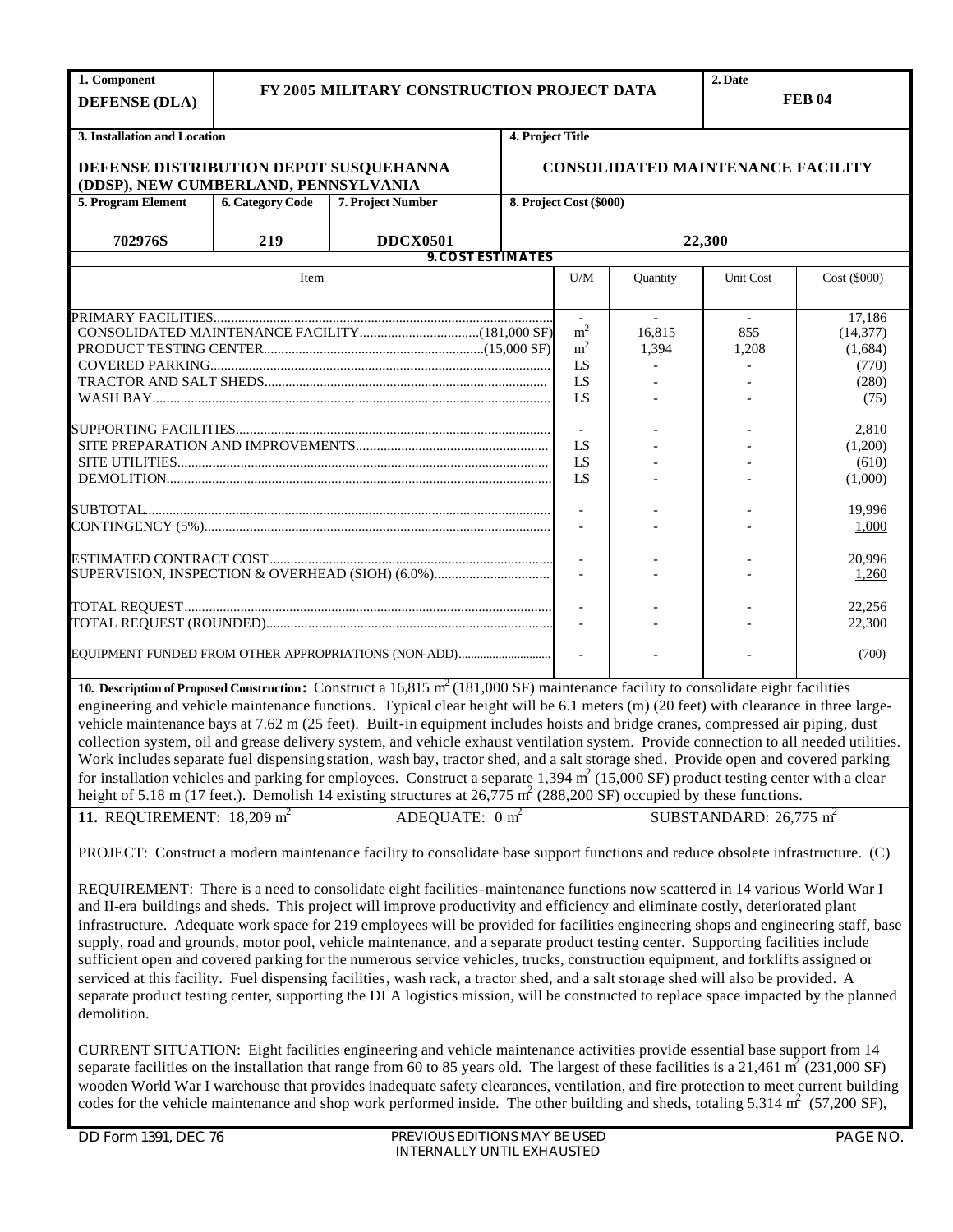| 1. Component | FY 2005 MILITARY CONSTRUCTION PROJECT DATA | 2. Date |
|---|---|---|
| **DEFENSE (DLA)** | | **FEB 04** |

| 3. Installation and Location | 4. Project Title |
|---|---|
| **DEFENSE DISTRIBUTION DEPOT SUSQUEHANNA (DDSP), NEW CUMBERLAND, PENNSYLVANIA** | **CONSOLIDATED MAINTENANCE FACILITY** |

| 5. Program Element | 6. Category Code | 7. Project Number | 8. Project Cost ($000) |
|---|---|---|---|
| **702976S** | **219** | **DDCX0501** | **22,300** |

**9. COST ESTIMATES**

| Item | U/M | Quantity | Unit Cost | Cost ($000) |
|---|---|---|---|---|
| PRIMARY FACILITIES | - | - | - | 17,186 |
| CONSOLIDATED MAINTENANCE FACILITY (181,000 SF) | $m^2$ | 16,815 | 855 | (14,377) |
| PRODUCT TESTING CENTER (15,000 SF) | $m^2$ | 1,394 | 1,208 | (1,684) |
| COVERED PARKING | LS | - | - | (770) |
| TRACTOR AND SALT SHEDS | LS | - | - | (280) |
| WASH BAY | LS | - | - | (75) |
| SUPPORTING FACILITIES | - | - | - | 2,810 |
| SITE PREPARATION AND IMPROVEMENTS | LS | - | - | (1,200) |
| SITE UTILITIES | LS | - | - | (610) |
| DEMOLITION | LS | - | - | (1,000) |
| SUBTOTAL | - | - | - | 19,996 |
| CONTINGENCY (5%) | - | - | - | 1,000 |
| ESTIMATED CONTRACT COST | - | - | - | 20,996 |
| SUPERVISION, INSPECTION & OVERHEAD (SIOH) (6.0%) | - | - | - | 1,260 |
| TOTAL REQUEST | - | - | - | 22,256 |
| TOTAL REQUEST (ROUNDED) | - | - | - | 22,300 |
| EQUIPMENT FUNDED FROM OTHER APPROPRIATIONS (NON-ADD) | - | - | - | (700) |

**10. Description of Proposed Construction:** Construct a 16,815 $m^2$ (181,000 SF) maintenance facility to consolidate eight facilities engineering and vehicle maintenance functions. Typical clear height will be 6.1 meters (m) (20 feet) with clearance in three large-vehicle maintenance bays at 7.62 m (25 feet). Built-in equipment includes hoists and bridge cranes, compressed air piping, dust collection system, oil and grease delivery system, and vehicle exhaust ventilation system. Provide connection to all needed utilities. Work includes separate fuel dispensing station, wash bay, tractor shed, and a salt storage shed. Provide open and covered parking for installation vehicles and parking for employees. Construct a separate 1,394 $m^2$ (15,000 SF) product testing center with a clear height of 5.18 m (17 feet.). Demolish 14 existing structures at 26,775 $m^2$ (288,200 SF) occupied by these functions.

**11.** REQUIREMENT: 18,209 $m^2$ ADEQUATE: 0 $m^2$ SUBSTANDARD: 26,775 $m^2$

PROJECT: Construct a modern maintenance facility to consolidate base support functions and reduce obsolete infrastructure. (C)

REQUIREMENT: There is a need to consolidate eight facilities-maintenance functions now scattered in 14 various World War I and II-era buildings and sheds. This project will improve productivity and efficiency and eliminate costly, deteriorated plant infrastructure. Adequate work space for 219 employees will be provided for facilities engineering shops and engineering staff, base supply, road and grounds, motor pool, vehicle maintenance, and a separate product testing center. Supporting facilities include sufficient open and covered parking for the numerous service vehicles, trucks, construction equipment, and forklifts assigned or serviced at this facility. Fuel dispensing facilities, wash rack, a tractor shed, and a salt storage shed will also be provided. A separate product testing center, supporting the DLA logistics mission, will be constructed to replace space impacted by the planned demolition.

CURRENT SITUATION: Eight facilities engineering and vehicle maintenance activities provide essential base support from 14 separate facilities on the installation that range from 60 to 85 years old. The largest of these facilities is a 21,461 $m^2$ (231,000 SF) wooden World War I warehouse that provides inadequate safety clearances, ventilation, and fire protection to meet current building codes for the vehicle maintenance and shop work performed inside. The other building and sheds, totaling 5,314 $m^2$ (57,200 SF),

DD Form 1391, DEC 76 PREVIOUS EDITIONS MAY BE USED INTERNALLY UNTIL EXHAUSTED PAGE NO.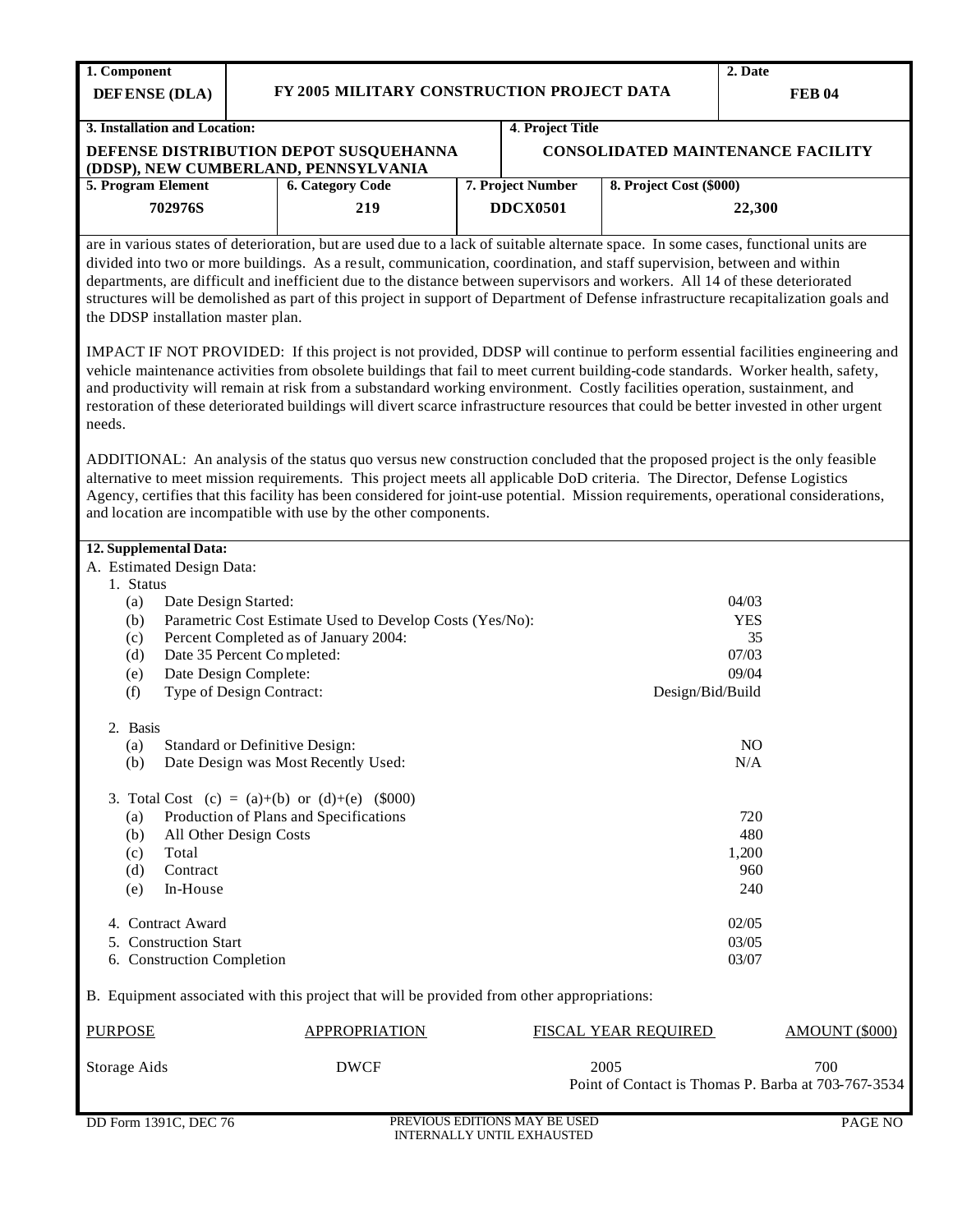| 1. Component | | 2. Date |
| --- | --- | --- |
| **DEFENSE (DLA)** | **FY 2005 MILITARY CONSTRUCTION PROJECT DATA** | **FEB 04** |

| 3. Installation and Location: | 4. Project Title |
| --- | --- |
| **DEFENSE DISTRIBUTION DEPOT SUSQUEHANNA (DDSP), NEW CUMBERLAND, PENNSYLVANIA** | **CONSOLIDATED MAINTENANCE FACILITY** |

| 5. Program Element | 6. Category Code | 7. Project Number | 8. Project Cost ($000) |
| --- | --- | --- | --- |
| **702976S** | **219** | **DDCX0501** | **22,300** |

are in various states of deterioration, but are used due to a lack of suitable alternate space. In some cases, functional units are divided into two or more buildings. As a result, communication, coordination, and staff supervision, between and within departments, are difficult and inefficient due to the distance between supervisors and workers. All 14 of these deteriorated structures will be demolished as part of this project in support of Department of Defense infrastructure recapitalization goals and the DDSP installation master plan.

IMPACT IF NOT PROVIDED: If this project is not provided, DDSP will continue to perform essential facilities engineering and vehicle maintenance activities from obsolete buildings that fail to meet current building-code standards. Worker health, safety, and productivity will remain at risk from a substandard working environment. Costly facilities operation, sustainment, and restoration of these deteriorated buildings will divert scarce infrastructure resources that could be better invested in other urgent needs.

ADDITIONAL: An analysis of the status quo versus new construction concluded that the proposed project is the only feasible alternative to meet mission requirements. This project meets all applicable DoD criteria. The Director, Defense Logistics Agency, certifies that this facility has been considered for joint-use potential. Mission requirements, operational considerations, and location are incompatible with use by the other components.

**12. Supplemental Data:**

A. Estimated Design Data:

1. Status

| | | |
| --- | --- | --- |
| (a) | Date Design Started: | 04/03 |
| (b) | Parametric Cost Estimate Used to Develop Costs (Yes/No): | YES |
| (c) | Percent Completed as of January 2004: | 35 |
| (d) | Date 35 Percent Completed: | 07/03 |
| (e) | Date Design Complete: | 09/04 |
| (f) | Type of Design Contract: | Design/Bid/Build |

2. Basis

| | | |
| --- | --- | --- |
| (a) | Standard or Definitive Design: | NO |
| (b) | Date Design was Most Recently Used: | N/A |

3. Total Cost (c) = (a)+(b) or (d)+(e) ($000)

| | | |
| --- | --- | --- |
| (a) | Production of Plans and Specifications | 720 |
| (b) | All Other Design Costs | 480 |
| (c) | Total | 1,200 |
| (d) | Contract | 960 |
| (e) | In-House | 240 |

| | |
| --- | --- |
| 4. Contract Award | 02/05 |
| 5. Construction Start | 03/05 |
| 6. Construction Completion | 03/07 |

B. Equipment associated with this project that will be provided from other appropriations:

| PURPOSE | APPROPRIATION | FISCAL YEAR REQUIRED | AMOUNT ($000) |
| --- | --- | --- | --- |
| Storage Aids | DWCF | 2005 | 700 |

Point of Contact is Thomas P. Barba at 703-767-3534

DD Form 1391C, DEC 76 PREVIOUS EDITIONS MAY BE USED INTERNALLY UNTIL EXHAUSTED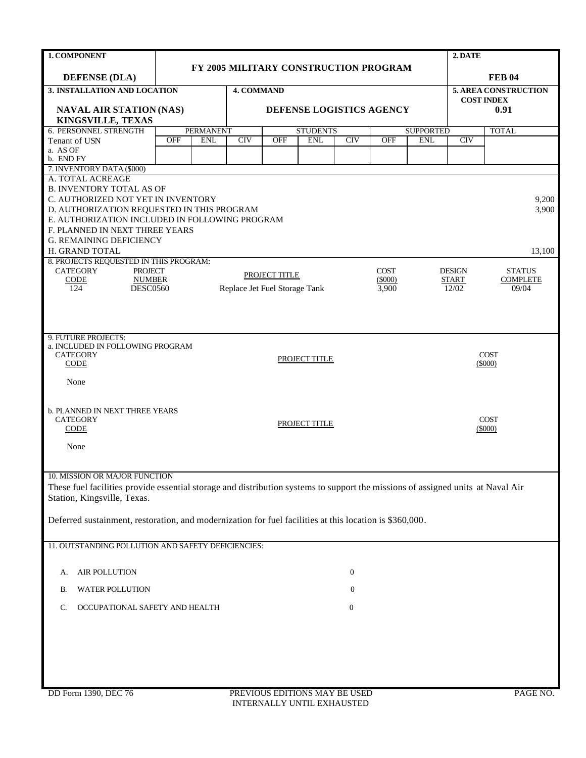| 1. COMPONENT | FY 2005 MILITARY CONSTRUCTION PROGRAM | 2. DATE |
|---|---|---|
| DEFENSE (DLA) | | FEB 04 |

| 3. INSTALLATION AND LOCATION | 4. COMMAND | 5. AREA CONSTRUCTION COST INDEX |
|---|---|---|
| NAVAL AIR STATION (NAS) KINGSVILLE, TEXAS | DEFENSE LOGISTICS AGENCY | 0.91 |

| 6. PERSONNEL STRENGTH | PERMANENT | | | STUDENTS | | | SUPPORTED | | | TOTAL |
|---|---|---|---|---|---|---|---|---|---|---|
| Tenant of USN | OFF | ENL | CIV | OFF | ENL | CIV | OFF | ENL | CIV | |
| a. AS OF | | | | | | | | | | |
| b. END FY | | | | | | | | | | |

**7. INVENTORY DATA ($000)**

| | |
|---|---|
| A. TOTAL ACREAGE | |
| B. INVENTORY TOTAL AS OF | |
| C. AUTHORIZED NOT YET IN INVENTORY | 9,200 |
| D. AUTHORIZATION REQUESTED IN THIS PROGRAM | 3,900 |
| E. AUTHORIZATION INCLUDED IN FOLLOWING PROGRAM | |
| F. PLANNED IN NEXT THREE YEARS | |
| G. REMAINING DEFICIENCY | |
| H. GRAND TOTAL | 13,100 |

**8. PROJECTS REQUESTED IN THIS PROGRAM:**

| CATEGORY CODE | PROJECT NUMBER | PROJECT TITLE | COST ($000) | DESIGN START | STATUS COMPLETE |
|---|---|---|---|---|---|
| 124 | DESC0560 | Replace Jet Fuel Storage Tank | 3,900 | 12/02 | 09/04 |

**9. FUTURE PROJECTS:**

a. INCLUDED IN FOLLOWING PROGRAM

| CATEGORY CODE | PROJECT TITLE | COST ($000) |
|---|---|---|
| None | | |

b. PLANNED IN NEXT THREE YEARS

| CATEGORY CODE | PROJECT TITLE | COST ($000) |
|---|---|---|
| None | | |

**10. MISSION OR MAJOR FUNCTION**

These fuel facilities provide essential storage and distribution systems to support the missions of assigned units at Naval Air Station, Kingsville, Texas.

Deferred sustainment, restoration, and modernization for fuel facilities at this location is $360,000.

**11. OUTSTANDING POLLUTION AND SAFETY DEFICIENCIES:**

| | | |
|---|---|---|
| A. | AIR POLLUTION | 0 |
| B. | WATER POLLUTION | 0 |
| C. | OCCUPATIONAL SAFETY AND HEALTH | 0 |

DD Form 1390, DEC 76 PREVIOUS EDITIONS MAY BE USED INTERNALLY UNTIL EXHAUSTED PAGE NO.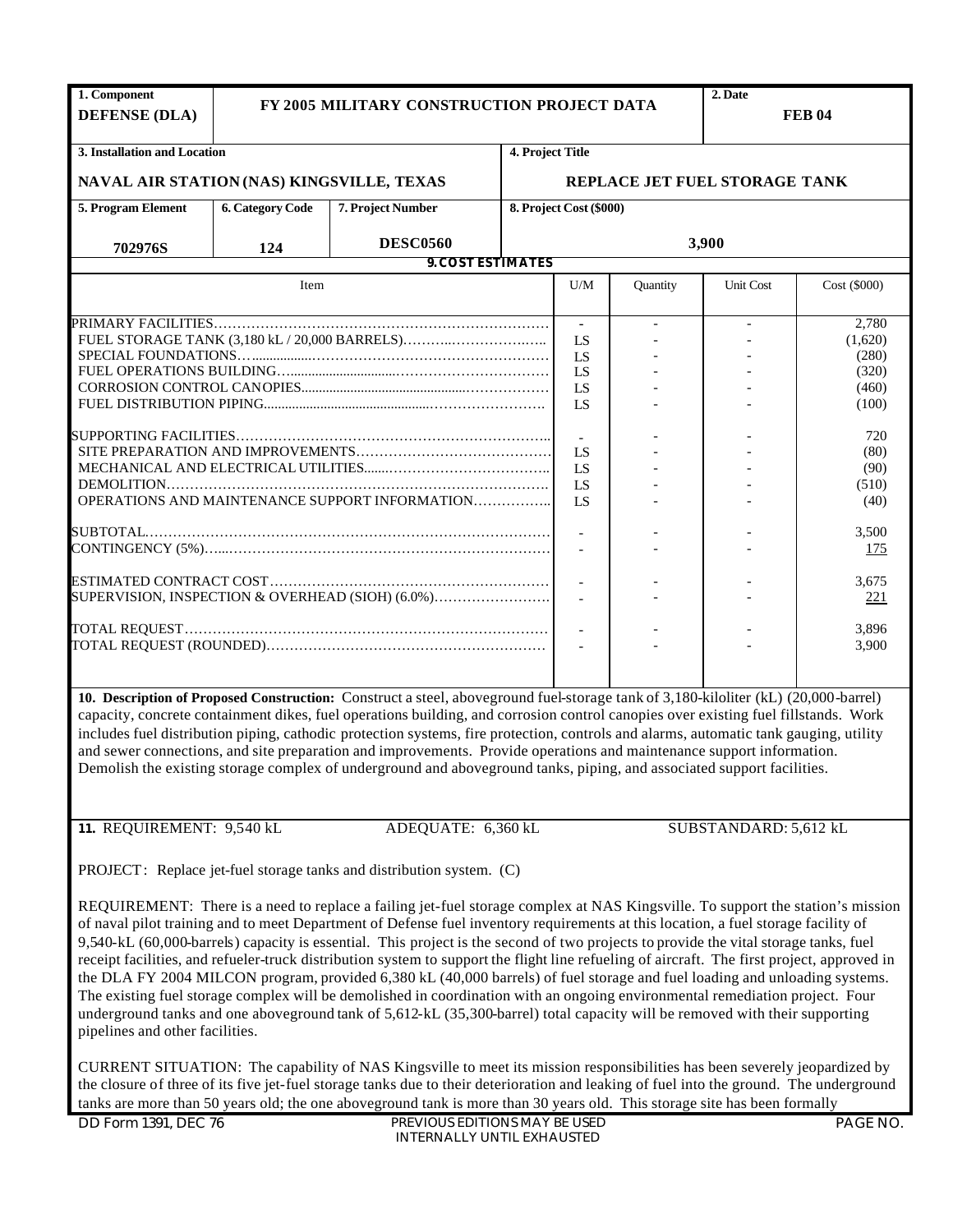| 1. Component DEFENSE (DLA) | FY 2005 MILITARY CONSTRUCTION PROJECT DATA | | 2. Date FEB 04 |
|---|---|---|---|
| 3. Installation and Location NAVAL AIR STATION (NAS) KINGSVILLE, TEXAS | | 4. Project Title REPLACE JET FUEL STORAGE TANK | |

| 5. Program Element | 6. Category Code | 7. Project Number | 8. Project Cost ($000) |
|---|---|---|---|
| 702976S | 124 | DESC0560 | 3,900 |

**9. COST ESTIMATES**

| Item | U/M | Quantity | Unit Cost | Cost ($000) |
|---|---|---|---|---|
| PRIMARY FACILITIES | - | - | - | 2,780 |
| FUEL STORAGE TANK (3,180 kL / 20,000 BARRELS) | LS | - | - | (1,620) |
| SPECIAL FOUNDATIONS | LS | - | - | (280) |
| FUEL OPERATIONS BUILDING | LS | - | - | (320) |
| CORROSION CONTROL CANOPIES | LS | - | - | (460) |
| FUEL DISTRIBUTION PIPING | LS | - | - | (100) |
| SUPPORTING FACILITIES | - | - | - | 720 |
| SITE PREPARATION AND IMPROVEMENTS | LS | - | - | (80) |
| MECHANICAL AND ELECTRICAL UTILITIES | LS | - | - | (90) |
| DEMOLITION | LS | - | - | (510) |
| OPERATIONS AND MAINTENANCE SUPPORT INFORMATION | LS | - | - | (40) |
| SUBTOTAL | - | - | - | 3,500 |
| CONTINGENCY (5%) | - | - | - | 175 |
| ESTIMATED CONTRACT COST | - | - | - | 3,675 |
| SUPERVISION, INSPECTION & OVERHEAD (SIOH) (6.0%) | - | - | - | 221 |
| TOTAL REQUEST | - | - | - | 3,896 |
| TOTAL REQUEST (ROUNDED) | - | - | - | 3,900 |

**10. Description of Proposed Construction:** Construct a steel, aboveground fuel-storage tank of 3,180-kiloliter (kL) (20,000-barrel) capacity, concrete containment dikes, fuel operations building, and corrosion control canopies over existing fuel fillstands. Work includes fuel distribution piping, cathodic protection systems, fire protection, controls and alarms, automatic tank gauging, utility and sewer connections, and site preparation and improvements. Provide operations and maintenance support information. Demolish the existing storage complex of underground and aboveground tanks, piping, and associated support facilities.

**11.** REQUIREMENT: 9,540 kL ADEQUATE: 6,360 kL SUBSTANDARD: 5,612 kL

PROJECT: Replace jet-fuel storage tanks and distribution system. (C)

REQUIREMENT: There is a need to replace a failing jet-fuel storage complex at NAS Kingsville. To support the station's mission of naval pilot training and to meet Department of Defense fuel inventory requirements at this location, a fuel storage facility of 9,540-kL (60,000-barrels) capacity is essential. This project is the second of two projects to provide the vital storage tanks, fuel receipt facilities, and refueler-truck distribution system to support the flight line refueling of aircraft. The first project, approved in the DLA FY 2004 MILCON program, provided 6,380 kL (40,000 barrels) of fuel storage and fuel loading and unloading systems. The existing fuel storage complex will be demolished in coordination with an ongoing environmental remediation project. Four underground tanks and one aboveground tank of 5,612-kL (35,300-barrel) total capacity will be removed with their supporting pipelines and other facilities.

CURRENT SITUATION: The capability of NAS Kingsville to meet its mission responsibilities has been severely jeopardized by the closure of three of its five jet-fuel storage tanks due to their deterioration and leaking of fuel into the ground. The underground tanks are more than 50 years old; the one aboveground tank is more than 30 years old. This storage site has been formally

DD Form 1391, DEC 76 PREVIOUS EDITIONS MAY BE USED INTERNALLY UNTIL EXHAUSTED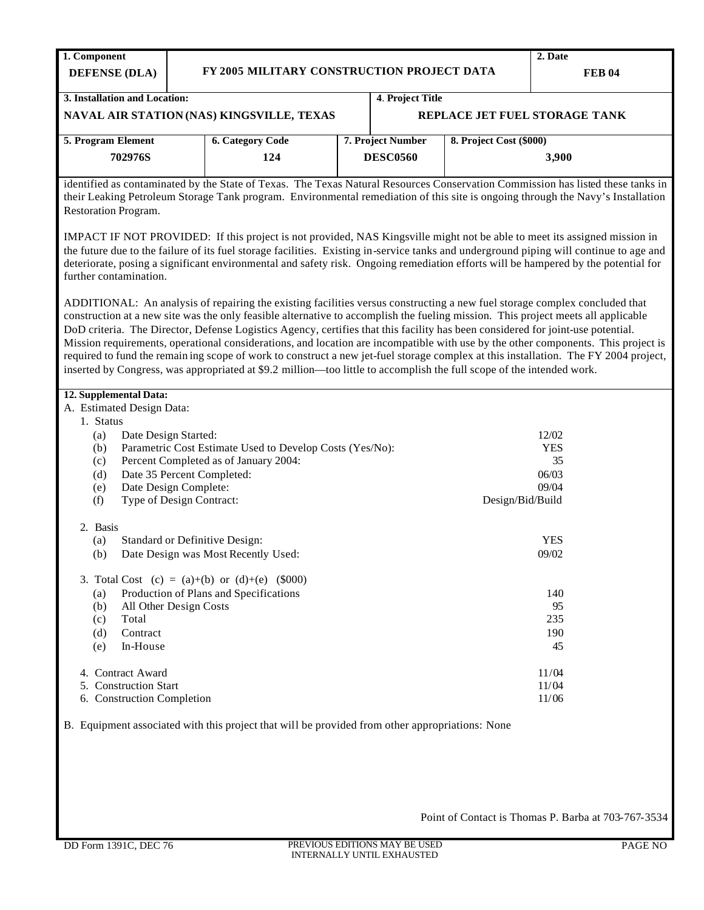| 1. Component | | | 2. Date |
|---|---|---|---|
| **DEFENSE (DLA)** | **FY 2005 MILITARY CONSTRUCTION PROJECT DATA** | | **FEB 04** |

| 3. Installation and Location: | 4. Project Title |
|---|---|
| **NAVAL AIR STATION (NAS) KINGSVILLE, TEXAS** | **REPLACE JET FUEL STORAGE TANK** |

| 5. Program Element | 6. Category Code | 7. Project Number | 8. Project Cost ($000) |
|---|---|---|---|
| 702976S | 124 | DESC0560 | 3,900 |

identified as contaminated by the State of Texas. The Texas Natural Resources Conservation Commission has listed these tanks in their Leaking Petroleum Storage Tank program. Environmental remediation of this site is ongoing through the Navy's Installation Restoration Program.

IMPACT IF NOT PROVIDED: If this project is not provided, NAS Kingsville might not be able to meet its assigned mission in the future due to the failure of its fuel storage facilities. Existing in-service tanks and underground piping will continue to age and deteriorate, posing a significant environmental and safety risk. Ongoing remediation efforts will be hampered by the potential for further contamination.

ADDITIONAL: An analysis of repairing the existing facilities versus constructing a new fuel storage complex concluded that construction at a new site was the only feasible alternative to accomplish the fueling mission. This project meets all applicable DoD criteria. The Director, Defense Logistics Agency, certifies that this facility has been considered for joint-use potential. Mission requirements, operational considerations, and location are incompatible with use by the other components. This project is required to fund the remaining scope of work to construct a new jet-fuel storage complex at this installation. The FY 2004 project, inserted by Congress, was appropriated at $9.2 million—too little to accomplish the full scope of the intended work.

**12. Supplemental Data:**

A. Estimated Design Data:

1. Status

| | | |
|---|---|---|
| (a) | Date Design Started: | 12/02 |
| (b) | Parametric Cost Estimate Used to Develop Costs (Yes/No): | YES |
| (c) | Percent Completed as of January 2004: | 35 |
| (d) | Date 35 Percent Completed: | 06/03 |
| (e) | Date Design Complete: | 09/04 |
| (f) | Type of Design Contract: | Design/Bid/Build |

2. Basis

| | | |
|---|---|---|
| (a) | Standard or Definitive Design: | YES |
| (b) | Date Design was Most Recently Used: | 09/02 |

3. Total Cost (c) = (a)+(b) or (d)+(e) ($000)

| | | |
|---|---|---|
| (a) | Production of Plans and Specifications | 140 |
| (b) | All Other Design Costs | 95 |
| (c) | Total | 235 |
| (d) | Contract | 190 |
| (e) | In-House | 45 |

| | |
|---|---|
| 4. Contract Award | 11/04 |
| 5. Construction Start | 11/04 |
| 6. Construction Completion | 11/06 |

B. Equipment associated with this project that will be provided from other appropriations: None

Point of Contact is Thomas P. Barba at 703-767-3534

DD Form 1391C, DEC 76 — PREVIOUS EDITIONS MAY BE USED INTERNALLY UNTIL EXHAUSTED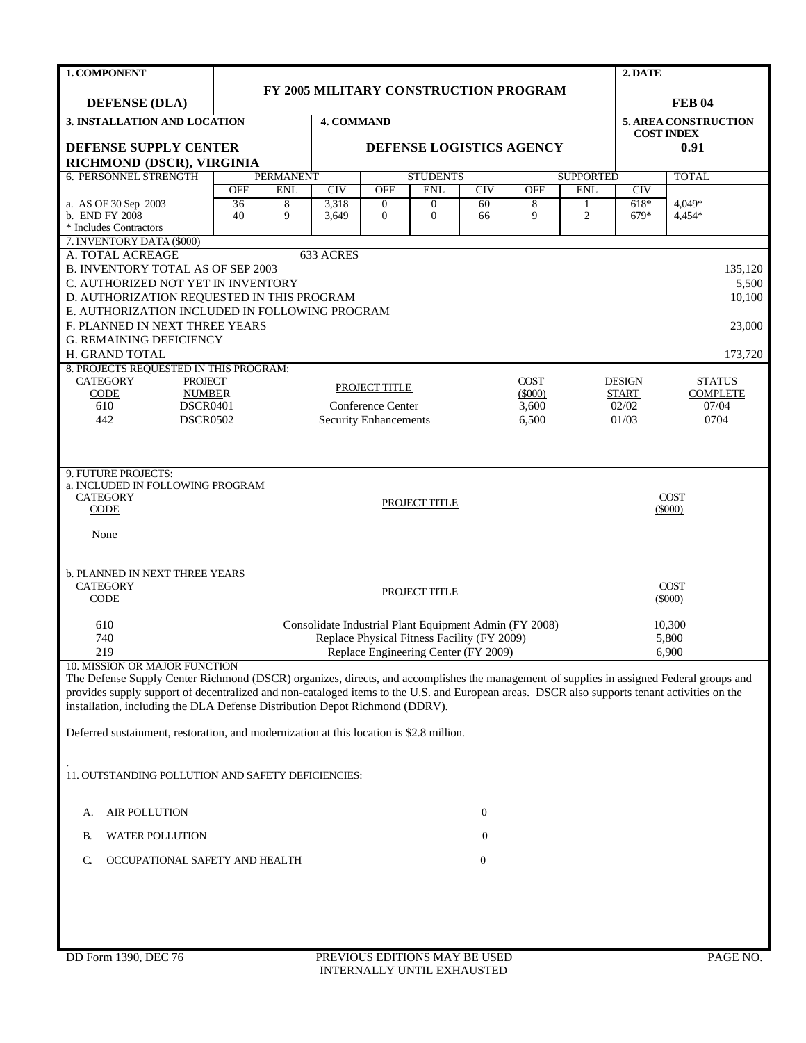| 1. COMPONENT | FY 2005 MILITARY CONSTRUCTION PROGRAM | 2. DATE |
|---|---|---|
| **DEFENSE (DLA)** | | **FEB 04** |

| 3. INSTALLATION AND LOCATION | 4. COMMAND | 5. AREA CONSTRUCTION COST INDEX |
|---|---|---|
| **DEFENSE SUPPLY CENTER RICHMOND (DSCR), VIRGINIA** | **DEFENSE LOGISTICS AGENCY** | **0.91** |

| 6. PERSONNEL STRENGTH | PERMANENT | | | STUDENTS | | | SUPPORTED | | | TOTAL |
|---|---|---|---|---|---|---|---|---|---|---|
| | OFF | ENL | CIV | OFF | ENL | CIV | OFF | ENL | CIV | |
| a. AS OF 30 Sep 2003 | 36 | 8 | 3,318 | 0 | 0 | 60 | 8 | 1 | 618* | 4,049* |
| b. END FY 2008 | 40 | 9 | 3,649 | 0 | 0 | 66 | 9 | 2 | 679* | 4,454* |

\* Includes Contractors

7. INVENTORY DATA ($000)

| | | |
|---|---|---|
| A. TOTAL ACREAGE | 633 ACRES | |
| B. INVENTORY TOTAL AS OF SEP 2003 | | 135,120 |
| C. AUTHORIZED NOT YET IN INVENTORY | | 5,500 |
| D. AUTHORIZATION REQUESTED IN THIS PROGRAM | | 10,100 |
| E. AUTHORIZATION INCLUDED IN FOLLOWING PROGRAM | | |
| F. PLANNED IN NEXT THREE YEARS | | 23,000 |
| G. REMAINING DEFICIENCY | | |
| H. GRAND TOTAL | | 173,720 |

8. PROJECTS REQUESTED IN THIS PROGRAM:

| CATEGORY CODE | PROJECT NUMBER | PROJECT TITLE | COST ($000) | DESIGN START | STATUS COMPLETE |
|---|---|---|---|---|---|
| 610 | DSCR0401 | Conference Center | 3,600 | 02/02 | 07/04 |
| 442 | DSCR0502 | Security Enhancements | 6,500 | 01/03 | 0704 |

9. FUTURE PROJECTS:

a. INCLUDED IN FOLLOWING PROGRAM

| CATEGORY CODE | PROJECT TITLE | COST ($000) |
|---|---|---|
| None | | |

b. PLANNED IN NEXT THREE YEARS

| CATEGORY CODE | PROJECT TITLE | COST ($000) |
|---|---|---|
| 610 | Consolidate Industrial Plant Equipment Admin (FY 2008) | 10,300 |
| 740 | Replace Physical Fitness Facility (FY 2009) | 5,800 |
| 219 | Replace Engineering Center (FY 2009) | 6,900 |

10. MISSION OR MAJOR FUNCTION

The Defense Supply Center Richmond (DSCR) organizes, directs, and accomplishes the management of supplies in assigned Federal groups and provides supply support of decentralized and non-cataloged items to the U.S. and European areas. DSCR also supports tenant activities on the installation, including the DLA Defense Distribution Depot Richmond (DDRV).

Deferred sustainment, restoration, and modernization at this location is $2.8 million.

11. OUTSTANDING POLLUTION AND SAFETY DEFICIENCIES:

| | | |
|---|---|---|
| A. | AIR POLLUTION | 0 |
| B. | WATER POLLUTION | 0 |
| C. | OCCUPATIONAL SAFETY AND HEALTH | 0 |

DD Form 1390, DEC 76 — PREVIOUS EDITIONS MAY BE USED INTERNALLY UNTIL EXHAUSTED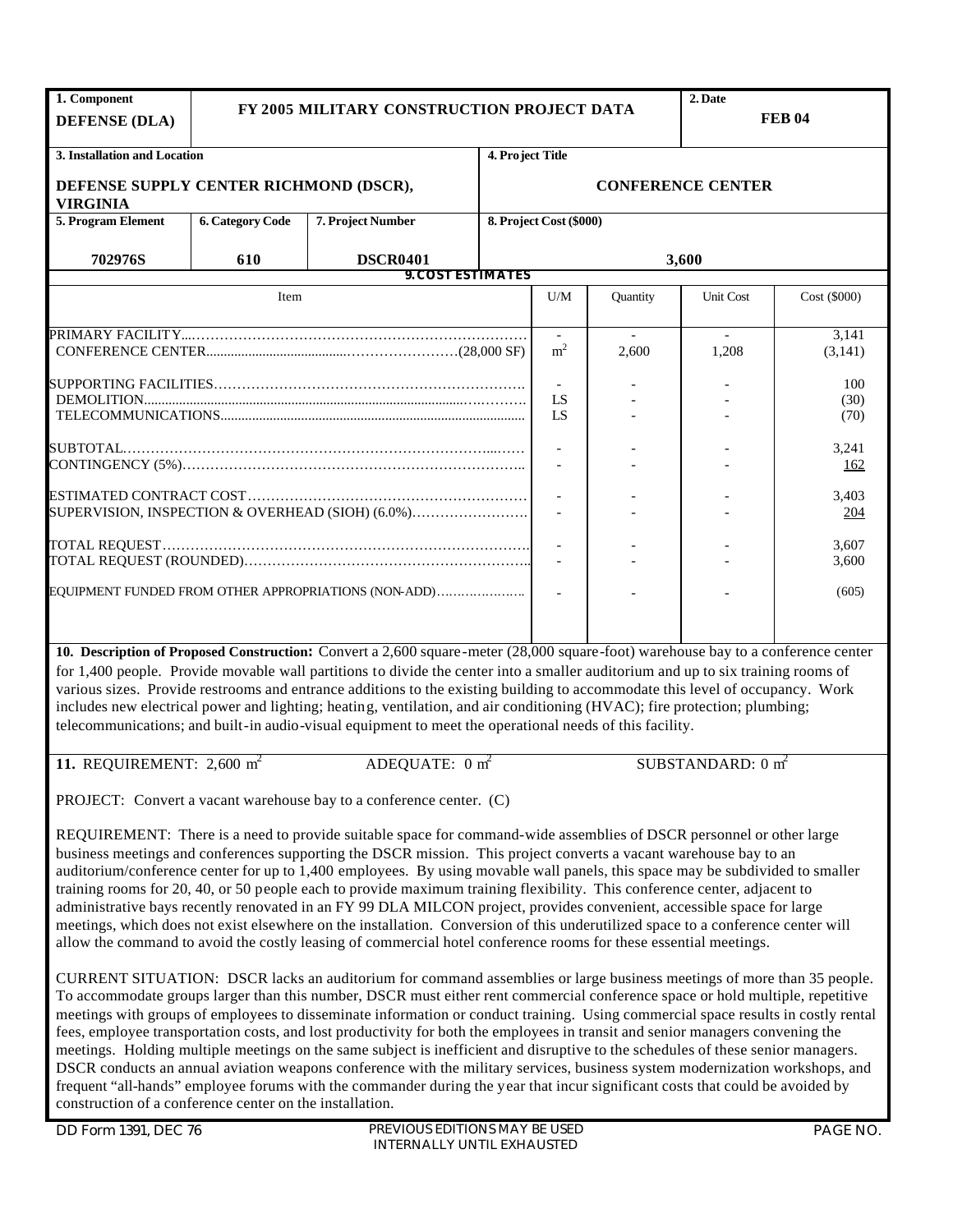| 1. Component | FY 2005 MILITARY CONSTRUCTION PROJECT DATA | | | 2. Date |
|---|---|---|---|---|
| DEFENSE (DLA) | | | | FEB 04 |

| 3. Installation and Location | 4. Project Title |
|---|---|
| DEFENSE SUPPLY CENTER RICHMOND (DSCR), VIRGINIA | CONFERENCE CENTER |

| 5. Program Element | 6. Category Code | 7. Project Number | 8. Project Cost ($000) |
|---|---|---|---|
| 702976S | 610 | DSCR0401 | 3,600 |

**9. COST ESTIMATES**

| Item | U/M | Quantity | Unit Cost | Cost ($000) |
|---|---|---|---|---|
| PRIMARY FACILITY | - | - | - | 3,141 |
| CONFERENCE CENTER (28,000 SF) | $m^2$ | 2,600 | 1,208 | (3,141) |
| SUPPORTING FACILITIES | - | - | - | 100 |
| DEMOLITION | LS | - | - | (30) |
| TELECOMMUNICATIONS | LS | - | - | (70) |
| SUBTOTAL | - | - | - | 3,241 |
| CONTINGENCY (5%) | - | - | - | 162 |
| ESTIMATED CONTRACT COST | - | - | - | 3,403 |
| SUPERVISION, INSPECTION & OVERHEAD (SIOH) (6.0%) | - | - | - | 204 |
| TOTAL REQUEST | - | - | - | 3,607 |
| TOTAL REQUEST (ROUNDED) | - | - | - | 3,600 |
| EQUIPMENT FUNDED FROM OTHER APPROPRIATIONS (NON-ADD) | - | - | - | (605) |

**10. Description of Proposed Construction:** Convert a 2,600 square-meter (28,000 square-foot) warehouse bay to a conference center for 1,400 people. Provide movable wall partitions to divide the center into a smaller auditorium and up to six training rooms of various sizes. Provide restrooms and entrance additions to the existing building to accommodate this level of occupancy. Work includes new electrical power and lighting; heating, ventilation, and air conditioning (HVAC); fire protection; plumbing; telecommunications; and built-in audio-visual equipment to meet the operational needs of this facility.

**11.** REQUIREMENT: 2,600 $m^2$ ADEQUATE: 0 $m^2$ SUBSTANDARD: 0 $m^2$

PROJECT: Convert a vacant warehouse bay to a conference center. (C)

REQUIREMENT: There is a need to provide suitable space for command-wide assemblies of DSCR personnel or other large business meetings and conferences supporting the DSCR mission. This project converts a vacant warehouse bay to an auditorium/conference center for up to 1,400 employees. By using movable wall panels, this space may be subdivided to smaller training rooms for 20, 40, or 50 people each to provide maximum training flexibility. This conference center, adjacent to administrative bays recently renovated in an FY 99 DLA MILCON project, provides convenient, accessible space for large meetings, which does not exist elsewhere on the installation. Conversion of this underutilized space to a conference center will allow the command to avoid the costly leasing of commercial hotel conference rooms for these essential meetings.

CURRENT SITUATION: DSCR lacks an auditorium for command assemblies or large business meetings of more than 35 people. To accommodate groups larger than this number, DSCR must either rent commercial conference space or hold multiple, repetitive meetings with groups of employees to disseminate information or conduct training. Using commercial space results in costly rental fees, employee transportation costs, and lost productivity for both the employees in transit and senior managers convening the meetings. Holding multiple meetings on the same subject is inefficient and disruptive to the schedules of these senior managers. DSCR conducts an annual aviation weapons conference with the military services, business system modernization workshops, and frequent "all-hands" employee forums with the commander during the year that incur significant costs that could be avoided by construction of a conference center on the installation.

DD Form 1391, DEC 76 — PREVIOUS EDITIONS MAY BE USED INTERNALLY UNTIL EXHAUSTED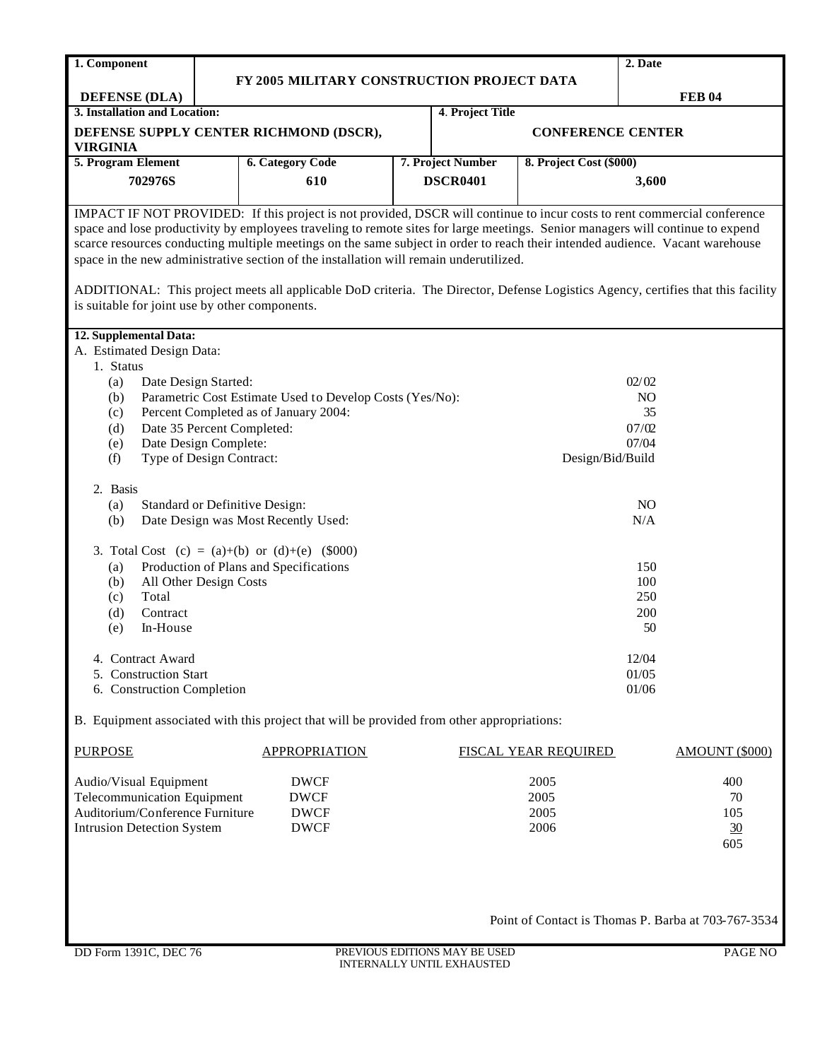| 1. Component | FY 2005 MILITARY CONSTRUCTION PROJECT DATA | | | 2. Date |
|---|---|---|---|---|
| DEFENSE (DLA) | | | | FEB 04 |
| 3. Installation and Location: | | 4. Project Title | | |
| DEFENSE SUPPLY CENTER RICHMOND (DSCR), VIRGINIA | | CONFERENCE CENTER | | |
| 5. Program Element | 6. Category Code | 7. Project Number | 8. Project Cost ($000) | |
| 702976S | 610 | DSCR0401 | 3,600 | |

IMPACT IF NOT PROVIDED: If this project is not provided, DSCR will continue to incur costs to rent commercial conference space and lose productivity by employees traveling to remote sites for large meetings. Senior managers will continue to expend scarce resources conducting multiple meetings on the same subject in order to reach their intended audience. Vacant warehouse space in the new administrative section of the installation will remain underutilized.

ADDITIONAL: This project meets all applicable DoD criteria. The Director, Defense Logistics Agency, certifies that this facility is suitable for joint use by other components.

**12. Supplemental Data:**

A. Estimated Design Data:

1. Status

| | | |
|---|---|---|
| (a) | Date Design Started: | 02/02 |
| (b) | Parametric Cost Estimate Used to Develop Costs (Yes/No): | NO |
| (c) | Percent Completed as of January 2004: | 35 |
| (d) | Date 35 Percent Completed: | 07/02 |
| (e) | Date Design Complete: | 07/04 |
| (f) | Type of Design Contract: | Design/Bid/Build |

2. Basis

| | | |
|---|---|---|
| (a) | Standard or Definitive Design: | NO |
| (b) | Date Design was Most Recently Used: | N/A |

3. Total Cost (c) = (a)+(b) or (d)+(e) ($000)

| | | |
|---|---|---|
| (a) | Production of Plans and Specifications | 150 |
| (b) | All Other Design Costs | 100 |
| (c) | Total | 250 |
| (d) | Contract | 200 |
| (e) | In-House | 50 |

| | |
|---|---|
| 4. Contract Award | 12/04 |
| 5. Construction Start | 01/05 |
| 6. Construction Completion | 01/06 |

B. Equipment associated with this project that will be provided from other appropriations:

| PURPOSE | APPROPRIATION | FISCAL YEAR REQUIRED | AMOUNT ($000) |
|---|---|---|---|
| Audio/Visual Equipment | DWCF | 2005 | 400 |
| Telecommunication Equipment | DWCF | 2005 | 70 |
| Auditorium/Conference Furniture | DWCF | 2005 | 105 |
| Intrusion Detection System | DWCF | 2006 | 30 |
| | | | 605 |

Point of Contact is Thomas P. Barba at 703-767-3534

DD Form 1391C, DEC 76 PREVIOUS EDITIONS MAY BE USED INTERNALLY UNTIL EXHAUSTED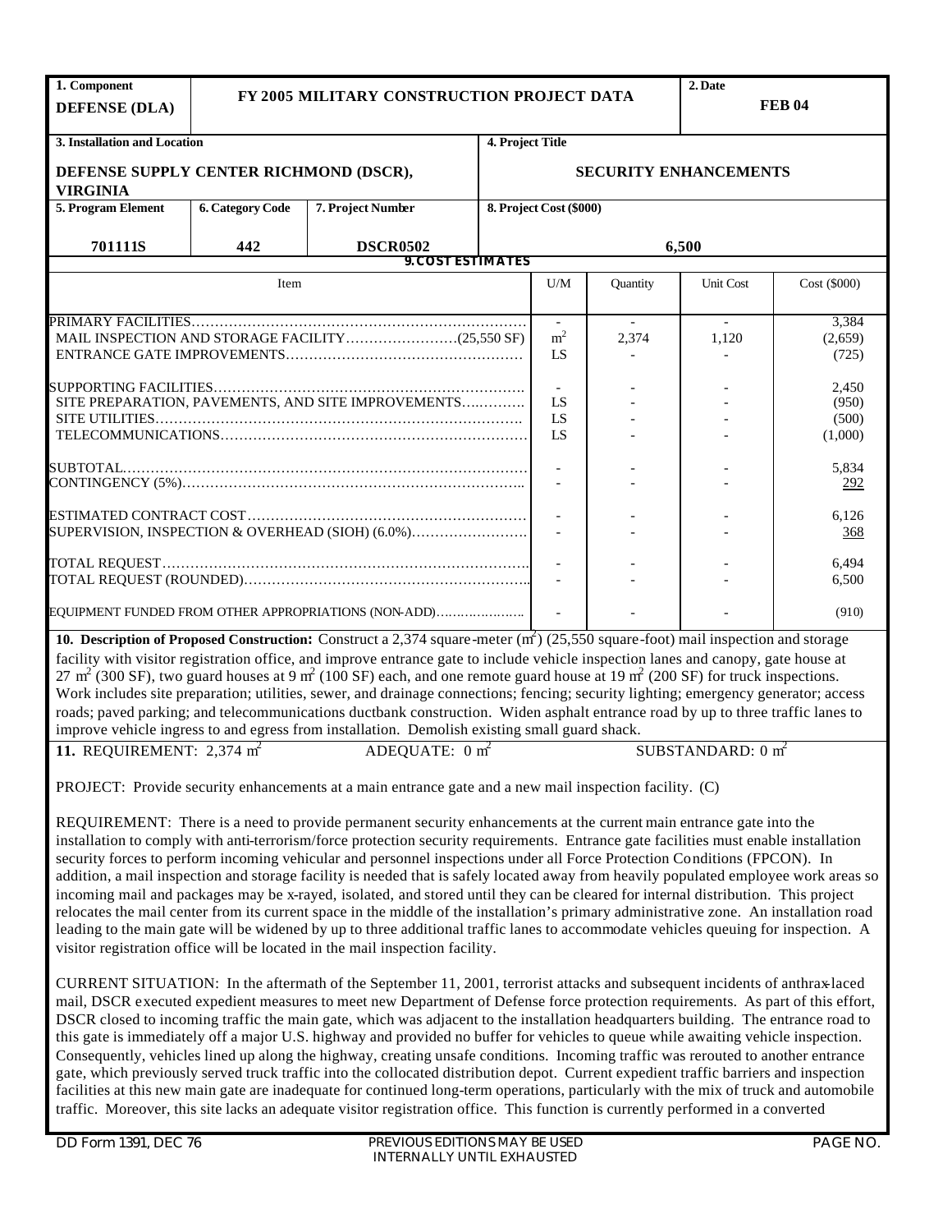| 1. Component | FY 2005 MILITARY CONSTRUCTION PROJECT DATA | | | 2. Date |
|---|---|---|---|---|
| DEFENSE (DLA) | | | | FEB 04 |

| 3. Installation and Location | 4. Project Title |
|---|---|
| DEFENSE SUPPLY CENTER RICHMOND (DSCR), VIRGINIA | SECURITY ENHANCEMENTS |

| 5. Program Element | 6. Category Code | 7. Project Number | 8. Project Cost ($000) |
|---|---|---|---|
| 701111S | 442 | DSCR0502 | 6,500 |

**9. COST ESTIMATES**

| Item | U/M | Quantity | Unit Cost | Cost ($000) |
|---|---|---|---|---|
| PRIMARY FACILITIES | - | - | - | 3,384 |
| MAIL INSPECTION AND STORAGE FACILITY (25,550 SF) | $m^2$ | 2,374 | 1,120 | (2,659) |
| ENTRANCE GATE IMPROVEMENTS | LS | - | - | (725) |
| SUPPORTING FACILITIES | - | - | - | 2,450 |
| SITE PREPARATION, PAVEMENTS, AND SITE IMPROVEMENTS | LS | - | - | (950) |
| SITE UTILITIES | LS | - | - | (500) |
| TELECOMMUNICATIONS | LS | - | - | (1,000) |
| SUBTOTAL | - | - | - | 5,834 |
| CONTINGENCY (5%) | - | - | - | 292 |
| ESTIMATED CONTRACT COST | - | - | - | 6,126 |
| SUPERVISION, INSPECTION & OVERHEAD (SIOH) (6.0%) | - | - | - | 368 |
| TOTAL REQUEST | - | - | - | 6,494 |
| TOTAL REQUEST (ROUNDED) | - | - | - | 6,500 |
| EQUIPMENT FUNDED FROM OTHER APPROPRIATIONS (NON-ADD) | - | - | - | (910) |

**10. Description of Proposed Construction:** Construct a 2,374 square-meter ($m^2$) (25,550 square-foot) mail inspection and storage facility with visitor registration office, and improve entrance gate to include vehicle inspection lanes and canopy, gate house at 27 $m^2$ (300 SF), two guard houses at 9 $m^2$ (100 SF) each, and one remote guard house at 19 $m^2$ (200 SF) for truck inspections. Work includes site preparation; utilities, sewer, and drainage connections; fencing; security lighting; emergency generator; access roads; paved parking; and telecommunications ductbank construction. Widen asphalt entrance road by up to three traffic lanes to improve vehicle ingress to and egress from installation. Demolish existing small guard shack.

**11. REQUIREMENT:** 2,374 $m^2$ ADEQUATE: 0 $m^2$ SUBSTANDARD: 0 $m^2$

PROJECT: Provide security enhancements at a main entrance gate and a new mail inspection facility. (C)

REQUIREMENT: There is a need to provide permanent security enhancements at the current main entrance gate into the installation to comply with anti-terrorism/force protection security requirements. Entrance gate facilities must enable installation security forces to perform incoming vehicular and personnel inspections under all Force Protection Conditions (FPCON). In addition, a mail inspection and storage facility is needed that is safely located away from heavily populated employee work areas so incoming mail and packages may be x-rayed, isolated, and stored until they can be cleared for internal distribution. This project relocates the mail center from its current space in the middle of the installation's primary administrative zone. An installation road leading to the main gate will be widened by up to three additional traffic lanes to accommodate vehicles queuing for inspection. A visitor registration office will be located in the mail inspection facility.

CURRENT SITUATION: In the aftermath of the September 11, 2001, terrorist attacks and subsequent incidents of anthrax-laced mail, DSCR executed expedient measures to meet new Department of Defense force protection requirements. As part of this effort, DSCR closed to incoming traffic the main gate, which was adjacent to the installation headquarters building. The entrance road to this gate is immediately off a major U.S. highway and provided no buffer for vehicles to queue while awaiting vehicle inspection. Consequently, vehicles lined up along the highway, creating unsafe conditions. Incoming traffic was rerouted to another entrance gate, which previously served truck traffic into the collocated distribution depot. Current expedient traffic barriers and inspection facilities at this new main gate are inadequate for continued long-term operations, particularly with the mix of truck and automobile traffic. Moreover, this site lacks an adequate visitor registration office. This function is currently performed in a converted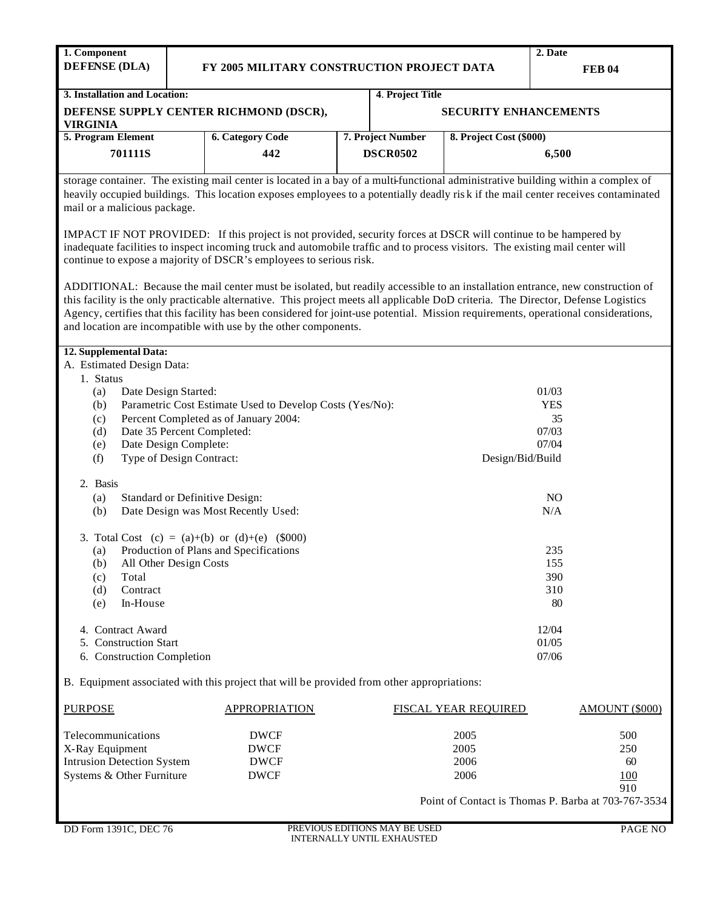| 1. Component | | | 2. Date |
|---|---|---|---|
| **DEFENSE (DLA)** | **FY 2005 MILITARY CONSTRUCTION PROJECT DATA** | | **FEB 04** |

| 3. Installation and Location: | 4. Project Title |
|---|---|
| **DEFENSE SUPPLY CENTER RICHMOND (DSCR), VIRGINIA** | **SECURITY ENHANCEMENTS** |

| 5. Program Element | 6. Category Code | 7. Project Number | 8. Project Cost ($000) |
|---|---|---|---|
| **701111S** | **442** | **DSCR0502** | **6,500** |

storage container. The existing mail center is located in a bay of a multi-functional administrative building within a complex of heavily occupied buildings. This location exposes employees to a potentially deadly risk if the mail center receives contaminated mail or a malicious package.

IMPACT IF NOT PROVIDED: If this project is not provided, security forces at DSCR will continue to be hampered by inadequate facilities to inspect incoming truck and automobile traffic and to process visitors. The existing mail center will continue to expose a majority of DSCR's employees to serious risk.

ADDITIONAL: Because the mail center must be isolated, but readily accessible to an installation entrance, new construction of this facility is the only practicable alternative. This project meets all applicable DoD criteria. The Director, Defense Logistics Agency, certifies that this facility has been considered for joint-use potential. Mission requirements, operational considerations, and location are incompatible with use by the other components.

**12. Supplemental Data:**

A. Estimated Design Data:

1. Status
   - (a) Date Design Started: 01/03
   - (b) Parametric Cost Estimate Used to Develop Costs (Yes/No): YES
   - (c) Percent Completed as of January 2004: 35
   - (d) Date 35 Percent Completed: 07/03
   - (e) Date Design Complete: 07/04
   - (f) Type of Design Contract: Design/Bid/Build

2. Basis
   - (a) Standard or Definitive Design: NO
   - (b) Date Design was Most Recently Used: N/A

3. Total Cost (c) = (a)+(b) or (d)+(e) ($000)
   - (a) Production of Plans and Specifications: 235
   - (b) All Other Design Costs: 155
   - (c) Total: 390
   - (d) Contract: 310
   - (e) In-House: 80

4. Contract Award: 12/04
5. Construction Start: 01/05
6. Construction Completion: 07/06

B. Equipment associated with this project that will be provided from other appropriations:

| PURPOSE | APPROPRIATION | FISCAL YEAR REQUIRED | AMOUNT ($000) |
|---|---|---|---|
| Telecommunications | DWCF | 2005 | 500 |
| X-Ray Equipment | DWCF | 2005 | 250 |
| Intrusion Detection System | DWCF | 2006 | 60 |
| Systems & Other Furniture | DWCF | 2006 | 100 |
| | | | 910 |

Point of Contact is Thomas P. Barba at 703-767-3534

DD Form 1391C, DEC 76 PREVIOUS EDITIONS MAY BE USED INTERNALLY UNTIL EXHAUSTED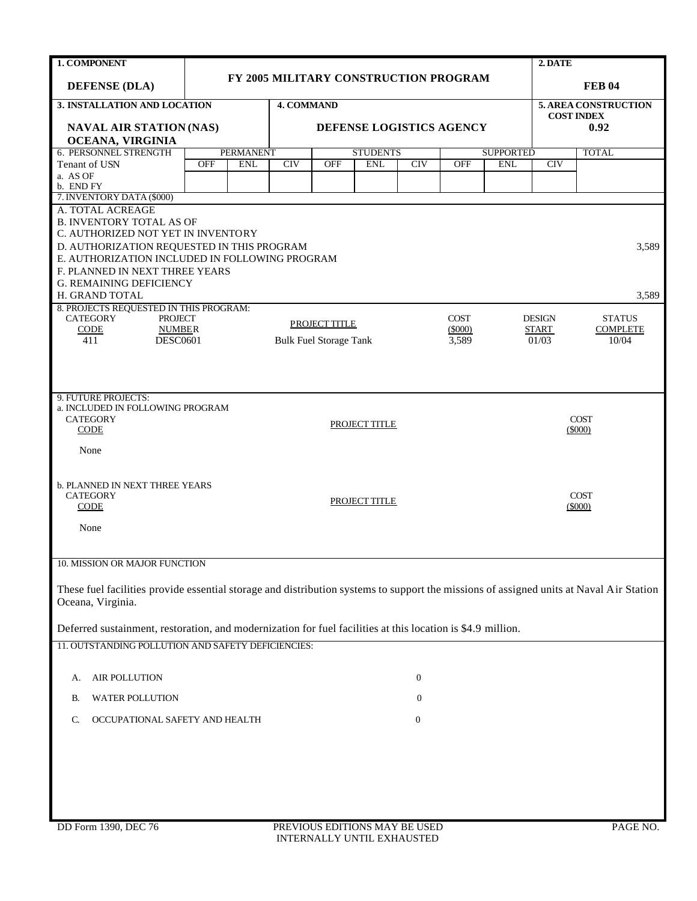| 1. COMPONENT | | 2. DATE |
|---|---|---|
| **DEFENSE (DLA)** | **FY 2005 MILITARY CONSTRUCTION PROGRAM** | **FEB 04** |

| 3. INSTALLATION AND LOCATION | 4. COMMAND | 5. AREA CONSTRUCTION COST INDEX |
|---|---|---|
| **NAVAL AIR STATION (NAS) OCEANA, VIRGINIA** | **DEFENSE LOGISTICS AGENCY** | **0.92** |

| 6. PERSONNEL STRENGTH | PERMANENT | | | STUDENTS | | | SUPPORTED | | | TOTAL |
|---|---|---|---|---|---|---|---|---|---|---|
| Tenant of USN | OFF | ENL | CIV | OFF | ENL | CIV | OFF | ENL | CIV | |
| a. AS OF | | | | | | | | | | |
| b. END FY | | | | | | | | | | |

7. INVENTORY DATA ($000)

| | |
|---|---|
| A. TOTAL ACREAGE | |
| B. INVENTORY TOTAL AS OF | |
| C. AUTHORIZED NOT YET IN INVENTORY | |
| D. AUTHORIZATION REQUESTED IN THIS PROGRAM | 3,589 |
| E. AUTHORIZATION INCLUDED IN FOLLOWING PROGRAM | |
| F. PLANNED IN NEXT THREE YEARS | |
| G. REMAINING DEFICIENCY | |
| H. GRAND TOTAL | 3,589 |

8. PROJECTS REQUESTED IN THIS PROGRAM:

| CATEGORY CODE | PROJECT NUMBER | PROJECT TITLE | COST ($000) | DESIGN START | STATUS COMPLETE |
|---|---|---|---|---|---|
| 411 | DESC0601 | Bulk Fuel Storage Tank | 3,589 | 01/03 | 10/04 |

9. FUTURE PROJECTS:

a. INCLUDED IN FOLLOWING PROGRAM

| CATEGORY CODE | PROJECT TITLE | COST ($000) |
|---|---|---|
| None | | |

b. PLANNED IN NEXT THREE YEARS

| CATEGORY CODE | PROJECT TITLE | COST ($000) |
|---|---|---|
| None | | |

10. MISSION OR MAJOR FUNCTION

These fuel facilities provide essential storage and distribution systems to support the missions of assigned units at Naval Air Station Oceana, Virginia.

Deferred sustainment, restoration, and modernization for fuel facilities at this location is $4.9 million.

11. OUTSTANDING POLLUTION AND SAFETY DEFICIENCIES:

| | | |
|---|---|---|
| A. | AIR POLLUTION | 0 |
| B. | WATER POLLUTION | 0 |
| C. | OCCUPATIONAL SAFETY AND HEALTH | 0 |

DD Form 1390, DEC 76 PREVIOUS EDITIONS MAY BE USED INTERNALLY UNTIL EXHAUSTED PAGE NO.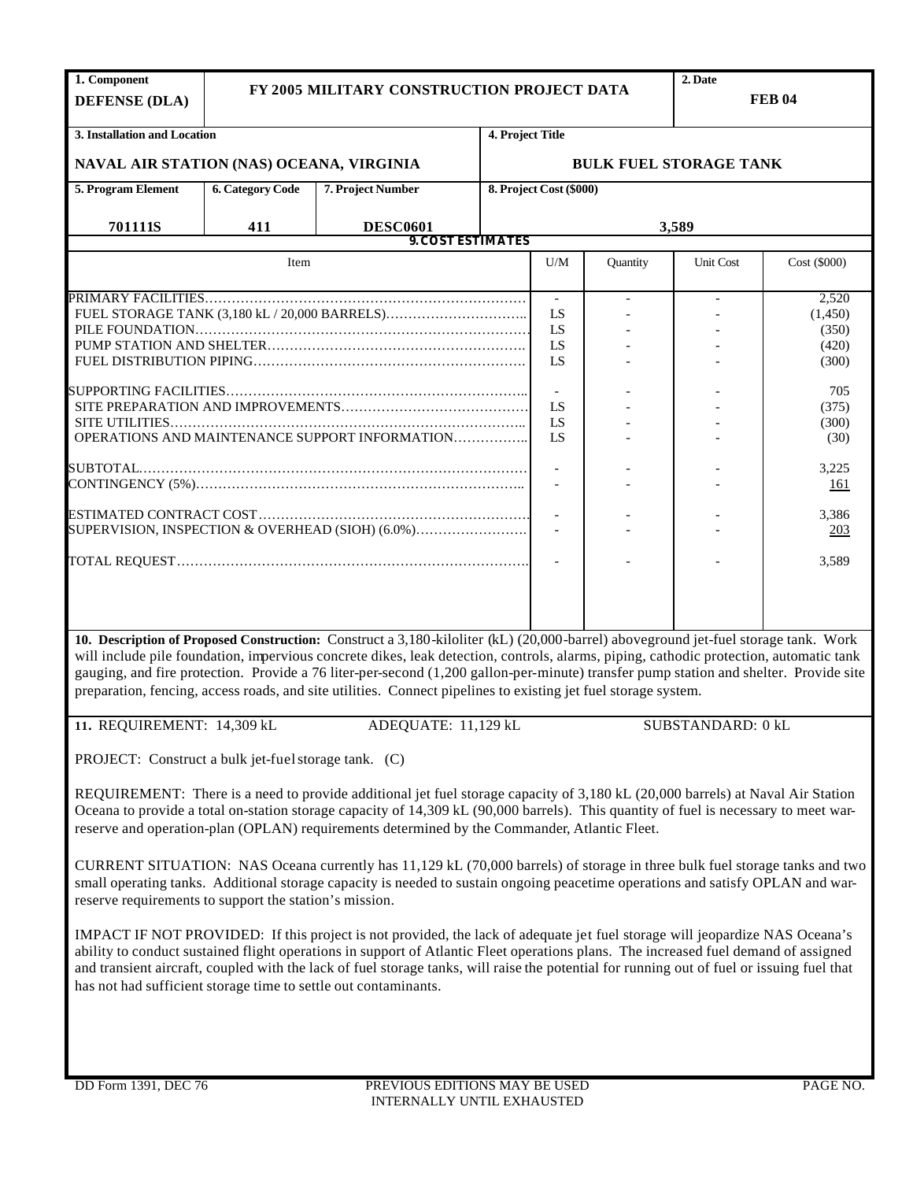| 1. Component | FY 2005 MILITARY CONSTRUCTION PROJECT DATA | 2. Date |
|---|---|---|
| **DEFENSE (DLA)** | | **FEB 04** |

| 3. Installation and Location | 4. Project Title |
|---|---|
| **NAVAL AIR STATION (NAS) OCEANA, VIRGINIA** | **BULK FUEL STORAGE TANK** |

| 5. Program Element | 6. Category Code | 7. Project Number | 8. Project Cost ($000) |
|---|---|---|---|
| **701111S** | **411** | **DESC0601** | **3,589** |

**9. COST ESTIMATES**

| Item | U/M | Quantity | Unit Cost | Cost ($000) |
|---|---|---|---|---|
| PRIMARY FACILITIES | - | - | - | 2,520 |
| FUEL STORAGE TANK (3,180 kL / 20,000 BARRELS) | LS | - | - | (1,450) |
| PILE FOUNDATION | LS | - | - | (350) |
| PUMP STATION AND SHELTER | LS | - | - | (420) |
| FUEL DISTRIBUTION PIPING | LS | - | - | (300) |
| SUPPORTING FACILITIES | - | - | - | 705 |
| SITE PREPARATION AND IMPROVEMENTS | LS | - | - | (375) |
| SITE UTILITIES | LS | - | - | (300) |
| OPERATIONS AND MAINTENANCE SUPPORT INFORMATION | LS | - | - | (30) |
| SUBTOTAL | - | - | - | 3,225 |
| CONTINGENCY (5%) | - | - | - | 161 |
| ESTIMATED CONTRACT COST | - | - | - | 3,386 |
| SUPERVISION, INSPECTION & OVERHEAD (SIOH) (6.0%) | - | - | - | 203 |
| TOTAL REQUEST | - | - | - | 3,589 |

**10. Description of Proposed Construction:** Construct a 3,180-kiloliter (kL) (20,000-barrel) aboveground jet-fuel storage tank. Work will include pile foundation, impervious concrete dikes, leak detection, controls, alarms, piping, cathodic protection, automatic tank gauging, and fire protection. Provide a 76 liter-per-second (1,200 gallon-per-minute) transfer pump station and shelter. Provide site preparation, fencing, access roads, and site utilities. Connect pipelines to existing jet fuel storage system.

**11.** REQUIREMENT: 14,309 kL ADEQUATE: 11,129 kL SUBSTANDARD: 0 kL

PROJECT: Construct a bulk jet-fuel storage tank. (C)

REQUIREMENT: There is a need to provide additional jet fuel storage capacity of 3,180 kL (20,000 barrels) at Naval Air Station Oceana to provide a total on-station storage capacity of 14,309 kL (90,000 barrels). This quantity of fuel is necessary to meet war-reserve and operation-plan (OPLAN) requirements determined by the Commander, Atlantic Fleet.

CURRENT SITUATION: NAS Oceana currently has 11,129 kL (70,000 barrels) of storage in three bulk fuel storage tanks and two small operating tanks. Additional storage capacity is needed to sustain ongoing peacetime operations and satisfy OPLAN and war-reserve requirements to support the station's mission.

IMPACT IF NOT PROVIDED: If this project is not provided, the lack of adequate jet fuel storage will jeopardize NAS Oceana's ability to conduct sustained flight operations in support of Atlantic Fleet operations plans. The increased fuel demand of assigned and transient aircraft, coupled with the lack of fuel storage tanks, will raise the potential for running out of fuel or issuing fuel that has not had sufficient storage time to settle out contaminants.

DD Form 1391, DEC 76 PREVIOUS EDITIONS MAY BE USED INTERNALLY UNTIL EXHAUSTED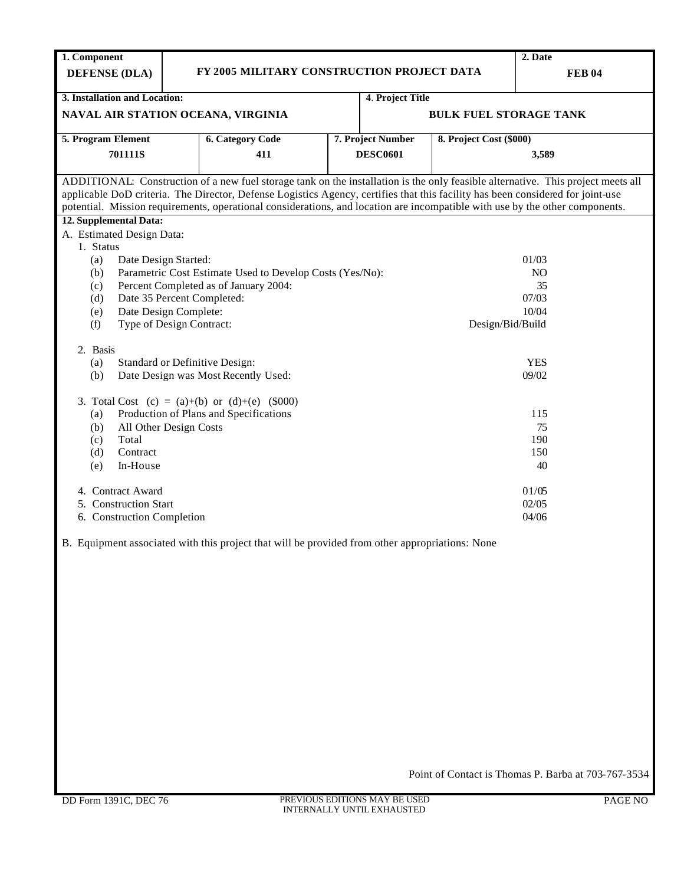| 1. Component | FY 2005 MILITARY CONSTRUCTION PROJECT DATA | 2. Date |
|---|---|---|
| **DEFENSE (DLA)** | | **FEB 04** |

| 3. Installation and Location: | 4. Project Title |
|---|---|
| **NAVAL AIR STATION OCEANA, VIRGINIA** | **BULK FUEL STORAGE TANK** |

| 5. Program Element | 6. Category Code | 7. Project Number | 8. Project Cost ($000) |
|---|---|---|---|
| **701111S** | **411** | **DESC0601** | **3,589** |

ADDITIONAL: Construction of a new fuel storage tank on the installation is the only feasible alternative. This project meets all applicable DoD criteria. The Director, Defense Logistics Agency, certifies that this facility has been considered for joint-use potential. Mission requirements, operational considerations, and location are incompatible with use by the other components.

**12. Supplemental Data:**

A. Estimated Design Data:

1. Status

| | | |
|---|---|---|
| (a) | Date Design Started: | 01/03 |
| (b) | Parametric Cost Estimate Used to Develop Costs (Yes/No): | NO |
| (c) | Percent Completed as of January 2004: | 35 |
| (d) | Date 35 Percent Completed: | 07/03 |
| (e) | Date Design Complete: | 10/04 |
| (f) | Type of Design Contract: | Design/Bid/Build |

2. Basis

| | | |
|---|---|---|
| (a) | Standard or Definitive Design: | YES |
| (b) | Date Design was Most Recently Used: | 09/02 |

3. Total Cost (c) = (a)+(b) or (d)+(e) ($000)

| | | |
|---|---|---|
| (a) | Production of Plans and Specifications | 115 |
| (b) | All Other Design Costs | 75 |
| (c) | Total | 190 |
| (d) | Contract | 150 |
| (e) | In-House | 40 |

| | |
|---|---|
| 4. Contract Award | 01/05 |
| 5. Construction Start | 02/05 |
| 6. Construction Completion | 04/06 |

B. Equipment associated with this project that will be provided from other appropriations: None

Point of Contact is Thomas P. Barba at 703-767-3534

DD Form 1391C, DEC 76 — PREVIOUS EDITIONS MAY BE USED INTERNALLY UNTIL EXHAUSTED — PAGE NO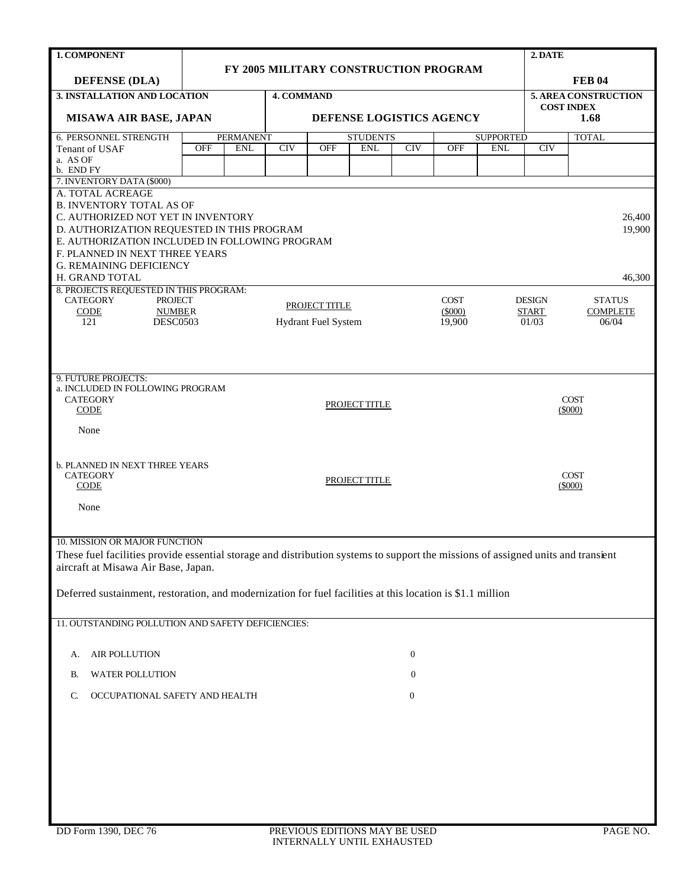| 1. COMPONENT | FY 2005 MILITARY CONSTRUCTION PROGRAM | 2. DATE |
|---|---|---|
| DEFENSE (DLA) | | FEB 04 |

| 3. INSTALLATION AND LOCATION | 4. COMMAND | 5. AREA CONSTRUCTION COST INDEX |
|---|---|---|
| MISAWA AIR BASE, JAPAN | DEFENSE LOGISTICS AGENCY | 1.68 |

| 6. PERSONNEL STRENGTH | PERMANENT | | | STUDENTS | | | SUPPORTED | | | TOTAL |
|---|---|---|---|---|---|---|---|---|---|---|
| Tenant of USAF | OFF | ENL | CIV | OFF | ENL | CIV | OFF | ENL | CIV | |
| a. AS OF | | | | | | | | | | |
| b. END FY | | | | | | | | | | |

**7. INVENTORY DATA ($000)**

| | |
|---|---|
| A. TOTAL ACREAGE | |
| B. INVENTORY TOTAL AS OF | |
| C. AUTHORIZED NOT YET IN INVENTORY | 26,400 |
| D. AUTHORIZATION REQUESTED IN THIS PROGRAM | 19,900 |
| E. AUTHORIZATION INCLUDED IN FOLLOWING PROGRAM | |
| F. PLANNED IN NEXT THREE YEARS | |
| G. REMAINING DEFICIENCY | |
| H. GRAND TOTAL | 46,300 |

**8. PROJECTS REQUESTED IN THIS PROGRAM:**

| CATEGORY CODE | PROJECT NUMBER | PROJECT TITLE | COST ($000) | DESIGN START | STATUS COMPLETE |
|---|---|---|---|---|---|
| 121 | DESC0503 | Hydrant Fuel System | 19,900 | 01/03 | 06/04 |

**9. FUTURE PROJECTS:**

a. INCLUDED IN FOLLOWING PROGRAM

| CATEGORY CODE | PROJECT TITLE | COST ($000) |
|---|---|---|
| None | | |

b. PLANNED IN NEXT THREE YEARS

| CATEGORY CODE | PROJECT TITLE | COST ($000) |
|---|---|---|
| None | | |

**10. MISSION OR MAJOR FUNCTION**

These fuel facilities provide essential storage and distribution systems to support the missions of assigned units and transient aircraft at Misawa Air Base, Japan.

Deferred sustainment, restoration, and modernization for fuel facilities at this location is $1.1 million

**11. OUTSTANDING POLLUTION AND SAFETY DEFICIENCIES:**

| | | |
|---|---|---|
| A. | AIR POLLUTION | 0 |
| B. | WATER POLLUTION | 0 |
| C. | OCCUPATIONAL SAFETY AND HEALTH | 0 |

DD Form 1390, DEC 76 — PREVIOUS EDITIONS MAY BE USED INTERNALLY UNTIL EXHAUSTED — PAGE NO.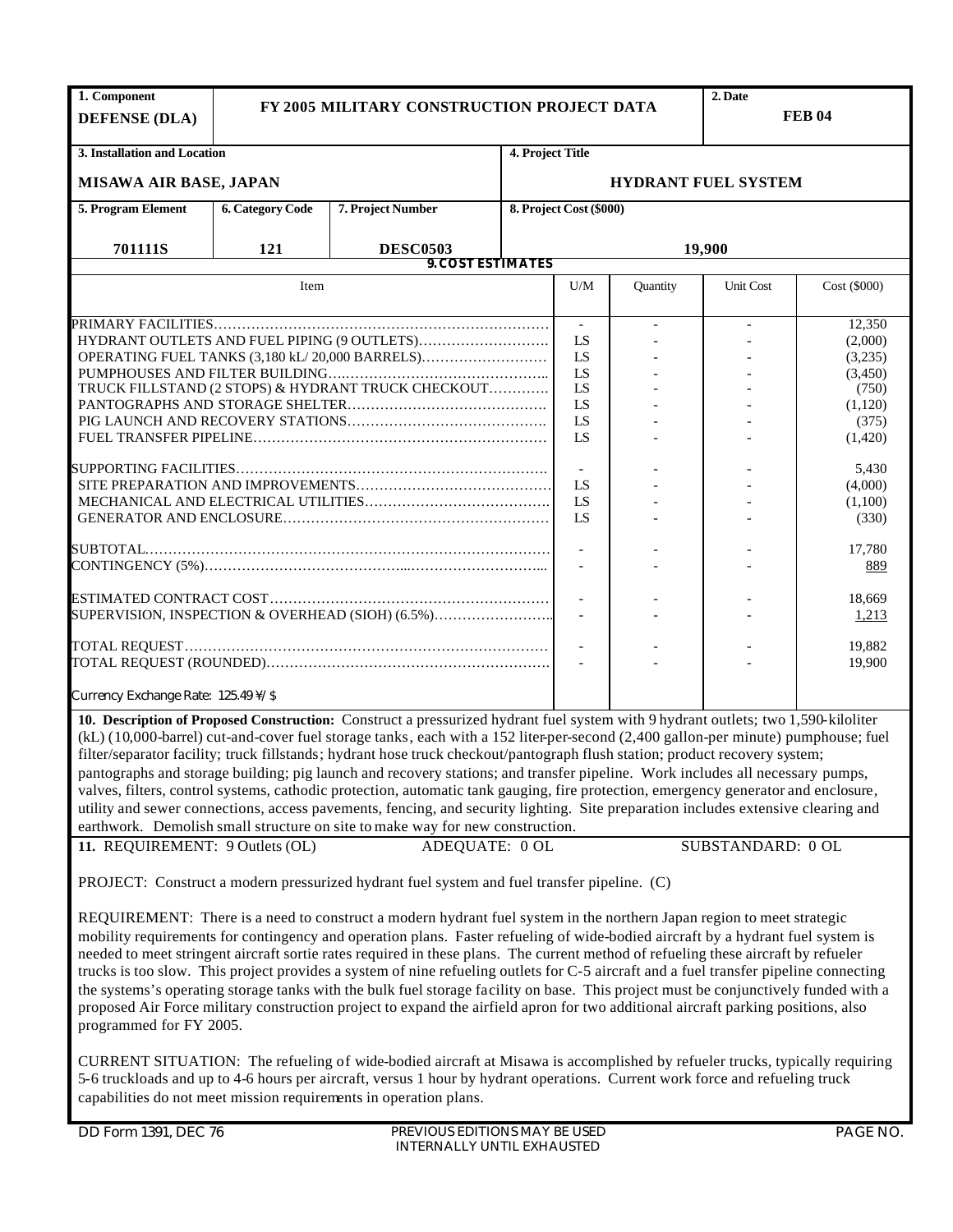| 1. Component | FY 2005 MILITARY CONSTRUCTION PROJECT DATA | 2. Date |
|---|---|---|
| **DEFENSE (DLA)** | | **FEB 04** |

| 3. Installation and Location | 4. Project Title |
|---|---|
| **MISAWA AIR BASE, JAPAN** | **HYDRANT FUEL SYSTEM** |

| 5. Program Element | 6. Category Code | 7. Project Number | 8. Project Cost ($000) |
|---|---|---|---|
| **701111S** | **121** | **DESC0503** | **19,900** |

**9. COST ESTIMATES**

| Item | U/M | Quantity | Unit Cost | Cost ($000) |
|---|---|---|---|---|
| PRIMARY FACILITIES | - | - | - | 12,350 |
| HYDRANT OUTLETS AND FUEL PIPING (9 OUTLETS) | LS | - | - | (2,000) |
| OPERATING FUEL TANKS (3,180 kL/ 20,000 BARRELS) | LS | - | - | (3,235) |
| PUMPHOUSES AND FILTER BUILDING | LS | - | - | (3,450) |
| TRUCK FILLSTAND (2 STOPS) & HYDRANT TRUCK CHECKOUT | LS | - | - | (750) |
| PANTOGRAPHS AND STORAGE SHELTER | LS | - | - | (1,120) |
| PIG LAUNCH AND RECOVERY STATIONS | LS | - | - | (375) |
| FUEL TRANSFER PIPELINE | LS | - | - | (1,420) |
| SUPPORTING FACILITIES | - | - | - | 5,430 |
| SITE PREPARATION AND IMPROVEMENTS | LS | - | - | (4,000) |
| MECHANICAL AND ELECTRICAL UTILITIES | LS | - | - | (1,100) |
| GENERATOR AND ENCLOSURE | LS | - | - | (330) |
| SUBTOTAL | - | - | - | 17,780 |
| CONTINGENCY (5%) | - | - | - | 889 |
| ESTIMATED CONTRACT COST | - | - | - | 18,669 |
| SUPERVISION, INSPECTION & OVERHEAD (SIOH) (6.5%) | - | - | - | 1,213 |
| TOTAL REQUEST | - | - | - | 19,882 |
| TOTAL REQUEST (ROUNDED) | - | - | - | 19,900 |
| Currency Exchange Rate: 125.49 ¥/ $ | | | | |

**10. Description of Proposed Construction:** Construct a pressurized hydrant fuel system with 9 hydrant outlets; two 1,590-kiloliter (kL) (10,000-barrel) cut-and-cover fuel storage tanks, each with a 152 liter-per-second (2,400 gallon-per minute) pumphouse; fuel filter/separator facility; truck fillstands; hydrant hose truck checkout/pantograph flush station; product recovery system; pantographs and storage building; pig launch and recovery stations; and transfer pipeline. Work includes all necessary pumps, valves, filters, control systems, cathodic protection, automatic tank gauging, fire protection, emergency generator and enclosure, utility and sewer connections, access pavements, fencing, and security lighting. Site preparation includes extensive clearing and earthwork. Demolish small structure on site to make way for new construction.

**11.** REQUIREMENT: 9 Outlets (OL) ADEQUATE: 0 OL SUBSTANDARD: 0 OL

PROJECT: Construct a modern pressurized hydrant fuel system and fuel transfer pipeline. (C)

REQUIREMENT: There is a need to construct a modern hydrant fuel system in the northern Japan region to meet strategic mobility requirements for contingency and operation plans. Faster refueling of wide-bodied aircraft by a hydrant fuel system is needed to meet stringent aircraft sortie rates required in these plans. The current method of refueling these aircraft by refueler trucks is too slow. This project provides a system of nine refueling outlets for C-5 aircraft and a fuel transfer pipeline connecting the systems's operating storage tanks with the bulk fuel storage facility on base. This project must be conjunctively funded with a proposed Air Force military construction project to expand the airfield apron for two additional aircraft parking positions, also programmed for FY 2005.

CURRENT SITUATION: The refueling of wide-bodied aircraft at Misawa is accomplished by refueler trucks, typically requiring 5-6 truckloads and up to 4-6 hours per aircraft, versus 1 hour by hydrant operations. Current work force and refueling truck capabilities do not meet mission requirements in operation plans.

DD Form 1391, DEC 76 PREVIOUS EDITIONS MAY BE USED INTERNALLY UNTIL EXHAUSTED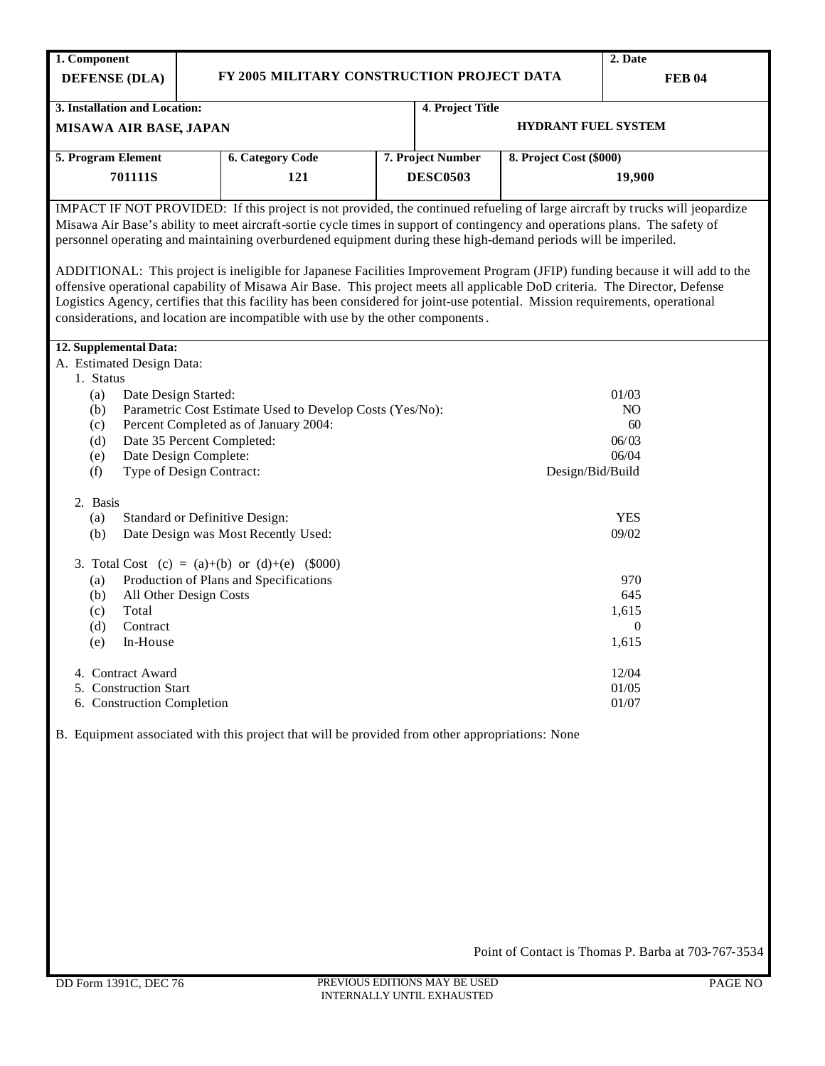| 1. Component | | 2. Date |
|---|---|---|
| **DEFENSE (DLA)** | **FY 2005 MILITARY CONSTRUCTION PROJECT DATA** | **FEB 04** |

| 3. Installation and Location: | 4. Project Title |
|---|---|
| **MISAWA AIR BASE, JAPAN** | **HYDRANT FUEL SYSTEM** |

| 5. Program Element | 6. Category Code | 7. Project Number | 8. Project Cost ($000) |
|---|---|---|---|
| **701111S** | **121** | **DESC0503** | **19,900** |

IMPACT IF NOT PROVIDED: If this project is not provided, the continued refueling of large aircraft by trucks will jeopardize Misawa Air Base's ability to meet aircraft-sortie cycle times in support of contingency and operations plans. The safety of personnel operating and maintaining overburdened equipment during these high-demand periods will be imperiled.

ADDITIONAL: This project is ineligible for Japanese Facilities Improvement Program (JFIP) funding because it will add to the offensive operational capability of Misawa Air Base. This project meets all applicable DoD criteria. The Director, Defense Logistics Agency, certifies that this facility has been considered for joint-use potential. Mission requirements, operational considerations, and location are incompatible with use by the other components.

**12. Supplemental Data:**

A. Estimated Design Data:

1. Status

| | | |
|---|---|---|
| (a) | Date Design Started: | 01/03 |
| (b) | Parametric Cost Estimate Used to Develop Costs (Yes/No): | NO |
| (c) | Percent Completed as of January 2004: | 60 |
| (d) | Date 35 Percent Completed: | 06/03 |
| (e) | Date Design Complete: | 06/04 |
| (f) | Type of Design Contract: | Design/Bid/Build |

2. Basis

| | | |
|---|---|---|
| (a) | Standard or Definitive Design: | YES |
| (b) | Date Design was Most Recently Used: | 09/02 |

3. Total Cost (c) = (a)+(b) or (d)+(e) ($000)

| | | |
|---|---|---|
| (a) | Production of Plans and Specifications | 970 |
| (b) | All Other Design Costs | 645 |
| (c) | Total | 1,615 |
| (d) | Contract | 0 |
| (e) | In-House | 1,615 |

| | |
|---|---|
| 4. Contract Award | 12/04 |
| 5. Construction Start | 01/05 |
| 6. Construction Completion | 01/07 |

B. Equipment associated with this project that will be provided from other appropriations: None

Point of Contact is Thomas P. Barba at 703-767-3534

DD Form 1391C, DEC 76 — PREVIOUS EDITIONS MAY BE USED INTERNALLY UNTIL EXHAUSTED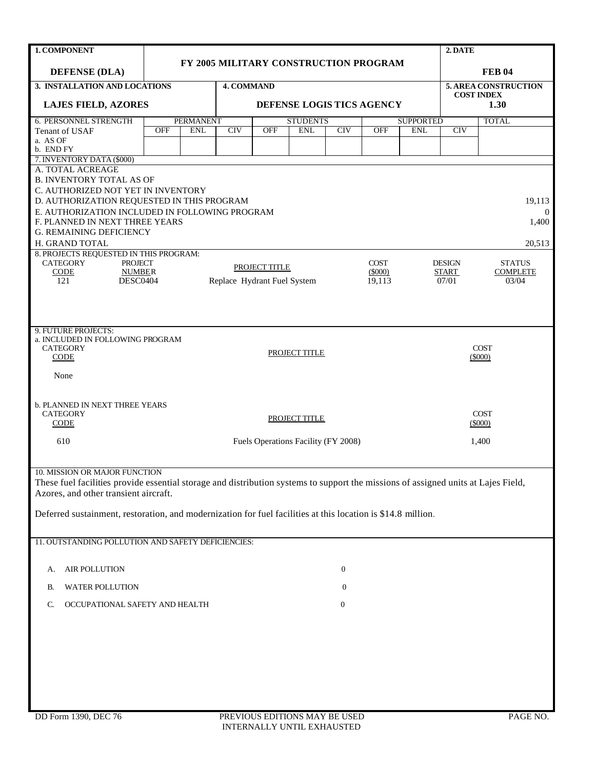| 1. COMPONENT | FY 2005 MILITARY CONSTRUCTION PROGRAM | 2. DATE |
|---|---|---|
| **DEFENSE (DLA)** | | **FEB 04** |

| 3. INSTALLATION AND LOCATIONS | 4. COMMAND | 5. AREA CONSTRUCTION COST INDEX |
|---|---|---|
| **LAJES FIELD, AZORES** | **DEFENSE LOGIS TICS AGENCY** | **1.30** |

| 6. PERSONNEL STRENGTH | PERMANENT | | | STUDENTS | | | SUPPORTED | | | TOTAL |
|---|---|---|---|---|---|---|---|---|---|---|
| Tenant of USAF | OFF | ENL | CIV | OFF | ENL | CIV | OFF | ENL | CIV | |
| a. AS OF | | | | | | | | | | |
| b. END FY | | | | | | | | | | |

7. INVENTORY DATA ($000)

| | |
|---|---|
| A. TOTAL ACREAGE | |
| B. INVENTORY TOTAL AS OF | |
| C. AUTHORIZED NOT YET IN INVENTORY | |
| D. AUTHORIZATION REQUESTED IN THIS PROGRAM | 19,113 |
| E. AUTHORIZATION INCLUDED IN FOLLOWING PROGRAM | 0 |
| F. PLANNED IN NEXT THREE YEARS | 1,400 |
| G. REMAINING DEFICIENCY | |
| H. GRAND TOTAL | 20,513 |

8. PROJECTS REQUESTED IN THIS PROGRAM:

| CATEGORY CODE | PROJECT NUMBER | PROJECT TITLE | COST ($000) | DESIGN START | STATUS COMPLETE |
|---|---|---|---|---|---|
| 121 | DESC0404 | Replace Hydrant Fuel System | 19,113 | 07/01 | 03/04 |

9. FUTURE PROJECTS:

a. INCLUDED IN FOLLOWING PROGRAM

| CATEGORY CODE | PROJECT TITLE | COST ($000) |
|---|---|---|
| None | | |

b. PLANNED IN NEXT THREE YEARS

| CATEGORY CODE | PROJECT TITLE | COST ($000) |
|---|---|---|
| 610 | Fuels Operations Facility (FY 2008) | 1,400 |

10. MISSION OR MAJOR FUNCTION

These fuel facilities provide essential storage and distribution systems to support the missions of assigned units at Lajes Field, Azores, and other transient aircraft.

Deferred sustainment, restoration, and modernization for fuel facilities at this location is $14.8 million.

11. OUTSTANDING POLLUTION AND SAFETY DEFICIENCIES:

| | | |
|---|---|---|
| A. | AIR POLLUTION | 0 |
| B. | WATER POLLUTION | 0 |
| C. | OCCUPATIONAL SAFETY AND HEALTH | 0 |

DD Form 1390, DEC 76 PREVIOUS EDITIONS MAY BE USED INTERNALLY UNTIL EXHAUSTED PAGE NO.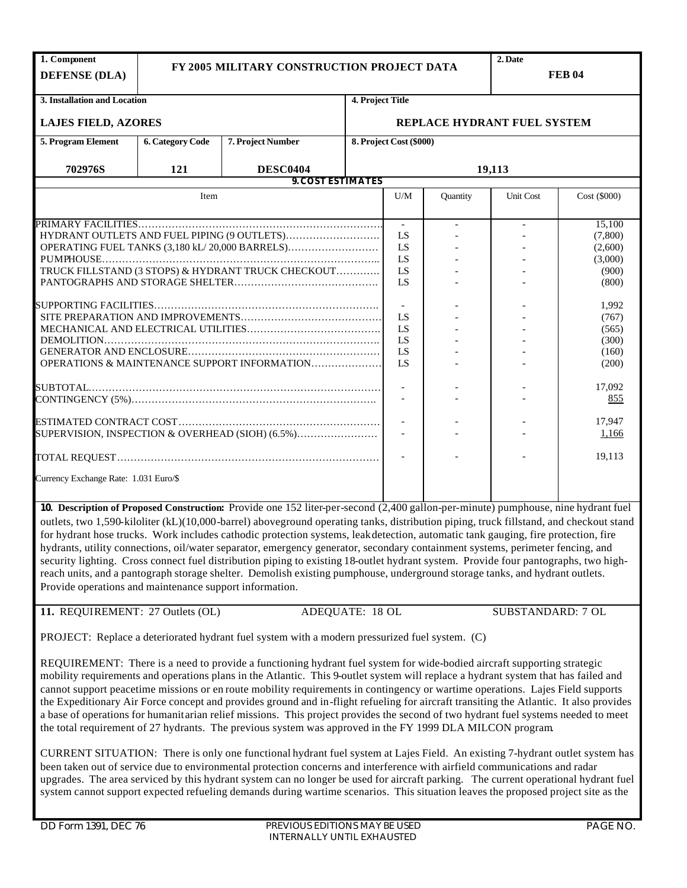| 1. Component | FY 2005 MILITARY CONSTRUCTION PROJECT DATA | | 2. Date |
|---|---|---|---|
| DEFENSE (DLA) | | | FEB 04 |

| 3. Installation and Location | 4. Project Title |
|---|---|
| LAJES FIELD, AZORES | REPLACE HYDRANT FUEL SYSTEM |

| 5. Program Element | 6. Category Code | 7. Project Number | 8. Project Cost ($000) |
|---|---|---|---|
| 702976S | 121 | DESC0404 | 19,113 |

**9. COST ESTIMATES**

| Item | U/M | Quantity | Unit Cost | Cost ($000) |
|---|---|---|---|---|
| PRIMARY FACILITIES | - | - | - | 15,100 |
| HYDRANT OUTLETS AND FUEL PIPING (9 OUTLETS) | LS | - | - | (7,800) |
| OPERATING FUEL TANKS (3,180 kL/ 20,000 BARRELS) | LS | - | - | (2,600) |
| PUMPHOUSE | LS | - | - | (3,000) |
| TRUCK FILLSTAND (3 STOPS) & HYDRANT TRUCK CHECKOUT | LS | - | - | (900) |
| PANTOGRAPHS AND STORAGE SHELTER | LS | - | - | (800) |
| SUPPORTING FACILITIES | - | - | - | 1,992 |
| SITE PREPARATION AND IMPROVEMENTS | LS | - | - | (767) |
| MECHANICAL AND ELECTRICAL UTILITIES | LS | - | - | (565) |
| DEMOLITION | LS | - | - | (300) |
| GENERATOR AND ENCLOSURE | LS | - | - | (160) |
| OPERATIONS & MAINTENANCE SUPPORT INFORMATION | LS | - | - | (200) |
| SUBTOTAL | - | - | - | 17,092 |
| CONTINGENCY (5%) | - | - | - | 855 |
| ESTIMATED CONTRACT COST | - | - | - | 17,947 |
| SUPERVISION, INSPECTION & OVERHEAD (SIOH) (6.5%) | - | - | - | 1,166 |
| TOTAL REQUEST | - | - | - | 19,113 |
| Currency Exchange Rate: 1.031 Euro/$ | | | | |

**10. Description of Proposed Construction:** Provide one 152 liter-per-second (2,400 gallon-per-minute) pumphouse, nine hydrant fuel outlets, two 1,590-kiloliter (kL)(10,000-barrel) aboveground operating tanks, distribution piping, truck fillstand, and checkout stand for hydrant hose trucks. Work includes cathodic protection systems, leak detection, automatic tank gauging, fire protection, fire hydrants, utility connections, oil/water separator, emergency generator, secondary containment systems, perimeter fencing, and security lighting. Cross connect fuel distribution piping to existing 18-outlet hydrant system. Provide four pantographs, two high-reach units, and a pantograph storage shelter. Demolish existing pumphouse, underground storage tanks, and hydrant outlets. Provide operations and maintenance support information.

**11.** REQUIREMENT: 27 Outlets (OL) ADEQUATE: 18 OL SUBSTANDARD: 7 OL

PROJECT: Replace a deteriorated hydrant fuel system with a modern pressurized fuel system. (C)

REQUIREMENT: There is a need to provide a functioning hydrant fuel system for wide-bodied aircraft supporting strategic mobility requirements and operations plans in the Atlantic. This 9-outlet system will replace a hydrant system that has failed and cannot support peacetime missions or en route mobility requirements in contingency or wartime operations. Lajes Field supports the Expeditionary Air Force concept and provides ground and in-flight refueling for aircraft transiting the Atlantic. It also provides a base of operations for humanitarian relief missions. This project provides the second of two hydrant fuel systems needed to meet the total requirement of 27 hydrants. The previous system was approved in the FY 1999 DLA MILCON program.

CURRENT SITUATION: There is only one functional hydrant fuel system at Lajes Field. An existing 7-hydrant outlet system has been taken out of service due to environmental protection concerns and interference with airfield communications and radar upgrades. The area serviced by this hydrant system can no longer be used for aircraft parking. The current operational hydrant fuel system cannot support expected refueling demands during wartime scenarios. This situation leaves the proposed project site as the

DD Form 1391, DEC 76 PREVIOUS EDITIONS MAY BE USED INTERNALLY UNTIL EXHAUSTED PAGE NO.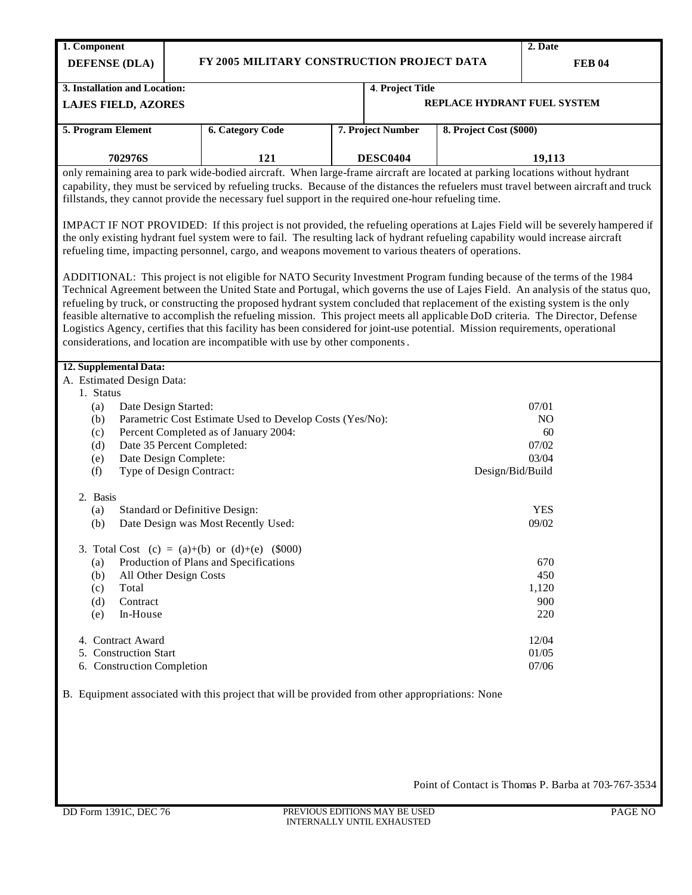| 1. Component | | 2. Date |
|---|---|---|
| DEFENSE (DLA) | FY 2005 MILITARY CONSTRUCTION PROJECT DATA | FEB 04 |

| 3. Installation and Location: | 4. Project Title |
|---|---|
| LAJES FIELD, AZORES | REPLACE HYDRANT FUEL SYSTEM |

| 5. Program Element | 6. Category Code | 7. Project Number | 8. Project Cost ($000) |
|---|---|---|---|
| 702976S | 121 | DESC0404 | 19,113 |

only remaining area to park wide-bodied aircraft. When large-frame aircraft are located at parking locations without hydrant capability, they must be serviced by refueling trucks. Because of the distances the refuelers must travel between aircraft and truck fillstands, they cannot provide the necessary fuel support in the required one-hour refueling time.

IMPACT IF NOT PROVIDED: If this project is not provided, the refueling operations at Lajes Field will be severely hampered if the only existing hydrant fuel system were to fail. The resulting lack of hydrant refueling capability would increase aircraft refueling time, impacting personnel, cargo, and weapons movement to various theaters of operations.

ADDITIONAL: This project is not eligible for NATO Security Investment Program funding because of the terms of the 1984 Technical Agreement between the United State and Portugal, which governs the use of Lajes Field. An analysis of the status quo, refueling by truck, or constructing the proposed hydrant system concluded that replacement of the existing system is the only feasible alternative to accomplish the refueling mission. This project meets all applicable DoD criteria. The Director, Defense Logistics Agency, certifies that this facility has been considered for joint-use potential. Mission requirements, operational considerations, and location are incompatible with use by other components.

**12. Supplemental Data:**

A. Estimated Design Data:

1. Status

| | | |
|---|---|---|
| (a) | Date Design Started: | 07/01 |
| (b) | Parametric Cost Estimate Used to Develop Costs (Yes/No): | NO |
| (c) | Percent Completed as of January 2004: | 60 |
| (d) | Date 35 Percent Completed: | 07/02 |
| (e) | Date Design Complete: | 03/04 |
| (f) | Type of Design Contract: | Design/Bid/Build |

2. Basis

| | | |
|---|---|---|
| (a) | Standard or Definitive Design: | YES |
| (b) | Date Design was Most Recently Used: | 09/02 |

3. Total Cost (c) = (a)+(b) or (d)+(e) ($000)

| | | |
|---|---|---|
| (a) | Production of Plans and Specifications | 670 |
| (b) | All Other Design Costs | 450 |
| (c) | Total | 1,120 |
| (d) | Contract | 900 |
| (e) | In-House | 220 |

| | |
|---|---|
| 4. Contract Award | 12/04 |
| 5. Construction Start | 01/05 |
| 6. Construction Completion | 07/06 |

B. Equipment associated with this project that will be provided from other appropriations: None

Point of Contact is Thomas P. Barba at 703-767-3534

DD Form 1391C, DEC 76 PREVIOUS EDITIONS MAY BE USED INTERNALLY UNTIL EXHAUSTED PAGE NO